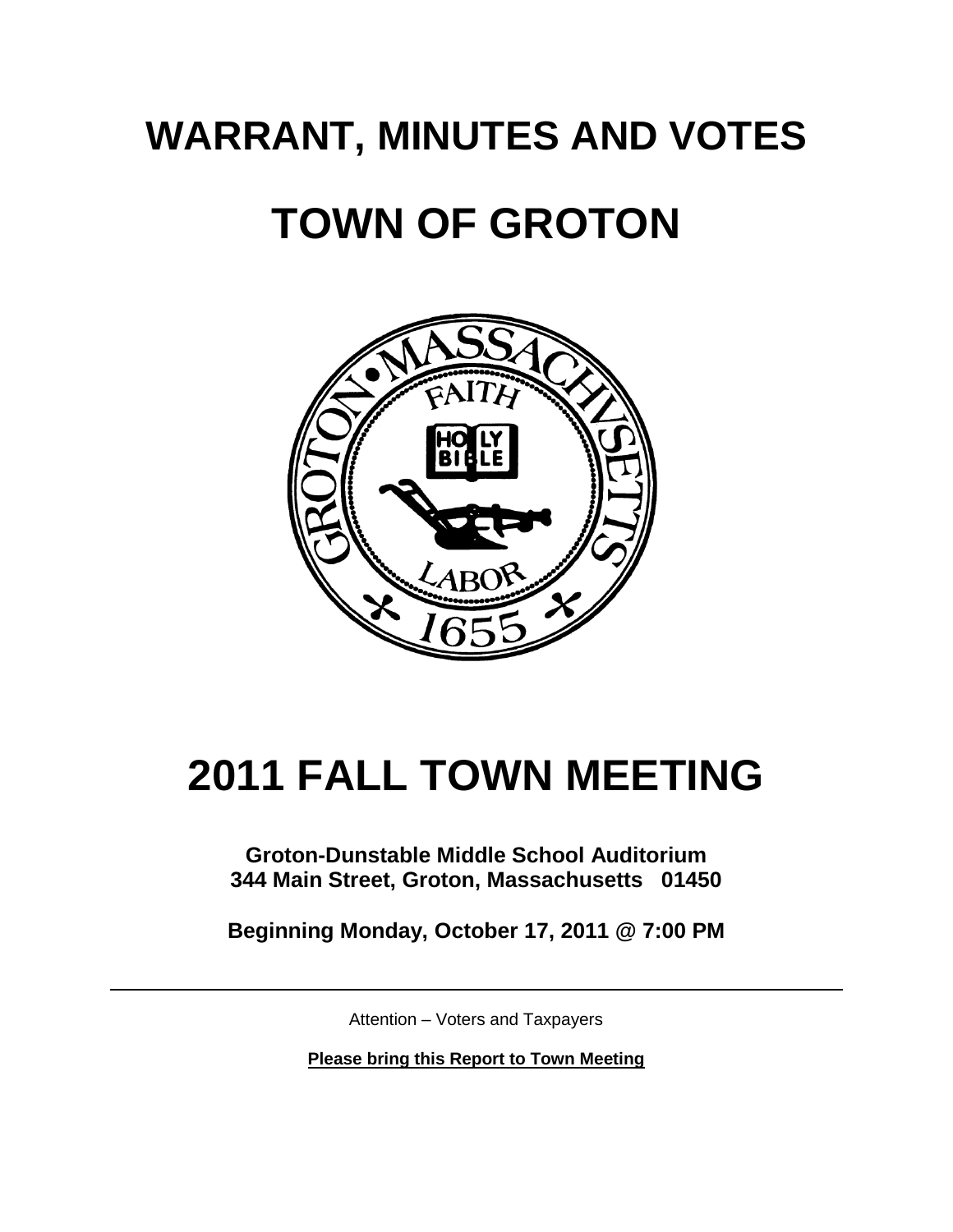# WARRANT, MINUTES AND VOTES

# TOWN OF GROTON

# 2011 FALL TOWN MEETING

**Groton-Dunstable Middle School Auditorium**
**344 Main Street, Groton, Massachusetts 01450**

**Beginning Monday, October 17, 2011 @ 7:00 PM**

---

Attention – Voters and Taxpayers

**Please bring this Report to Town Meeting**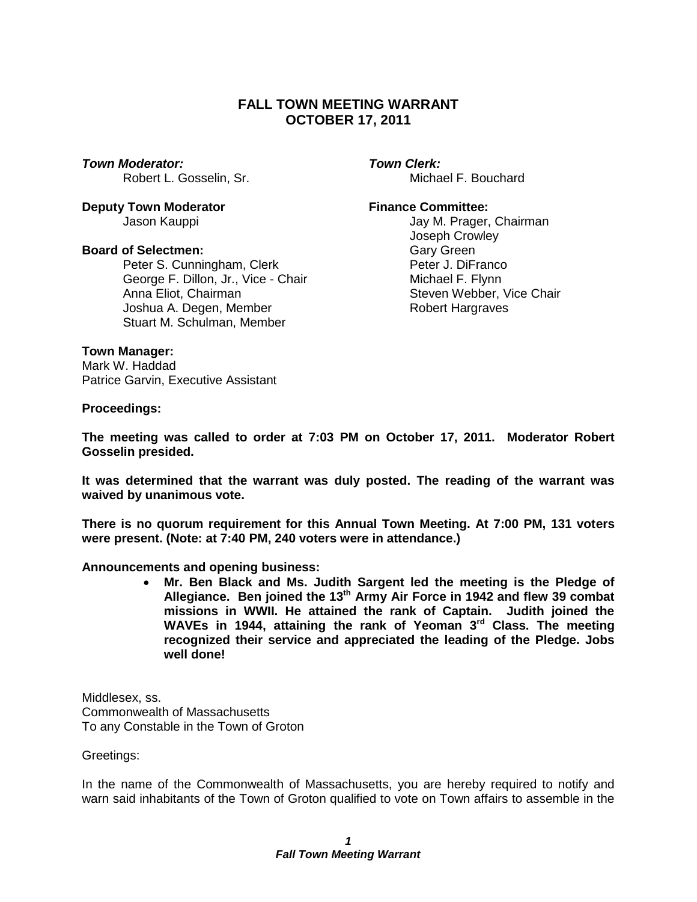# FALL TOWN MEETING WARRANT
# OCTOBER 17, 2011

***Town Moderator:***
Robert L. Gosselin, Sr.

**Deputy Town Moderator**
Jason Kauppi

**Board of Selectmen:**
Peter S. Cunningham, Clerk
George F. Dillon, Jr., Vice - Chair
Anna Eliot, Chairman
Joshua A. Degen, Member
Stuart M. Schulman, Member

***Town Clerk:***
Michael F. Bouchard

**Finance Committee:**
Jay M. Prager, Chairman
Joseph Crowley
Gary Green
Peter J. DiFranco
Michael F. Flynn
Steven Webber, Vice Chair
Robert Hargraves

**Town Manager:**
Mark W. Haddad
Patrice Garvin, Executive Assistant

**Proceedings:**

**The meeting was called to order at 7:03 PM on October 17, 2011. Moderator Robert Gosselin presided.**

**It was determined that the warrant was duly posted. The reading of the warrant was waived by unanimous vote.**

**There is no quorum requirement for this Annual Town Meeting. At 7:00 PM, 131 voters were present. (Note: at 7:40 PM, 240 voters were in attendance.)**

**Announcements and opening business:**

- **Mr. Ben Black and Ms. Judith Sargent led the meeting is the Pledge of Allegiance. Ben joined the 13th Army Air Force in 1942 and flew 39 combat missions in WWII. He attained the rank of Captain. Judith joined the WAVEs in 1944, attaining the rank of Yeoman 3rd Class. The meeting recognized their service and appreciated the leading of the Pledge. Jobs well done!**

Middlesex, ss.
Commonwealth of Massachusetts
To any Constable in the Town of Groton

Greetings:

In the name of the Commonwealth of Massachusetts, you are hereby required to notify and warn said inhabitants of the Town of Groton qualified to vote on Town affairs to assemble in the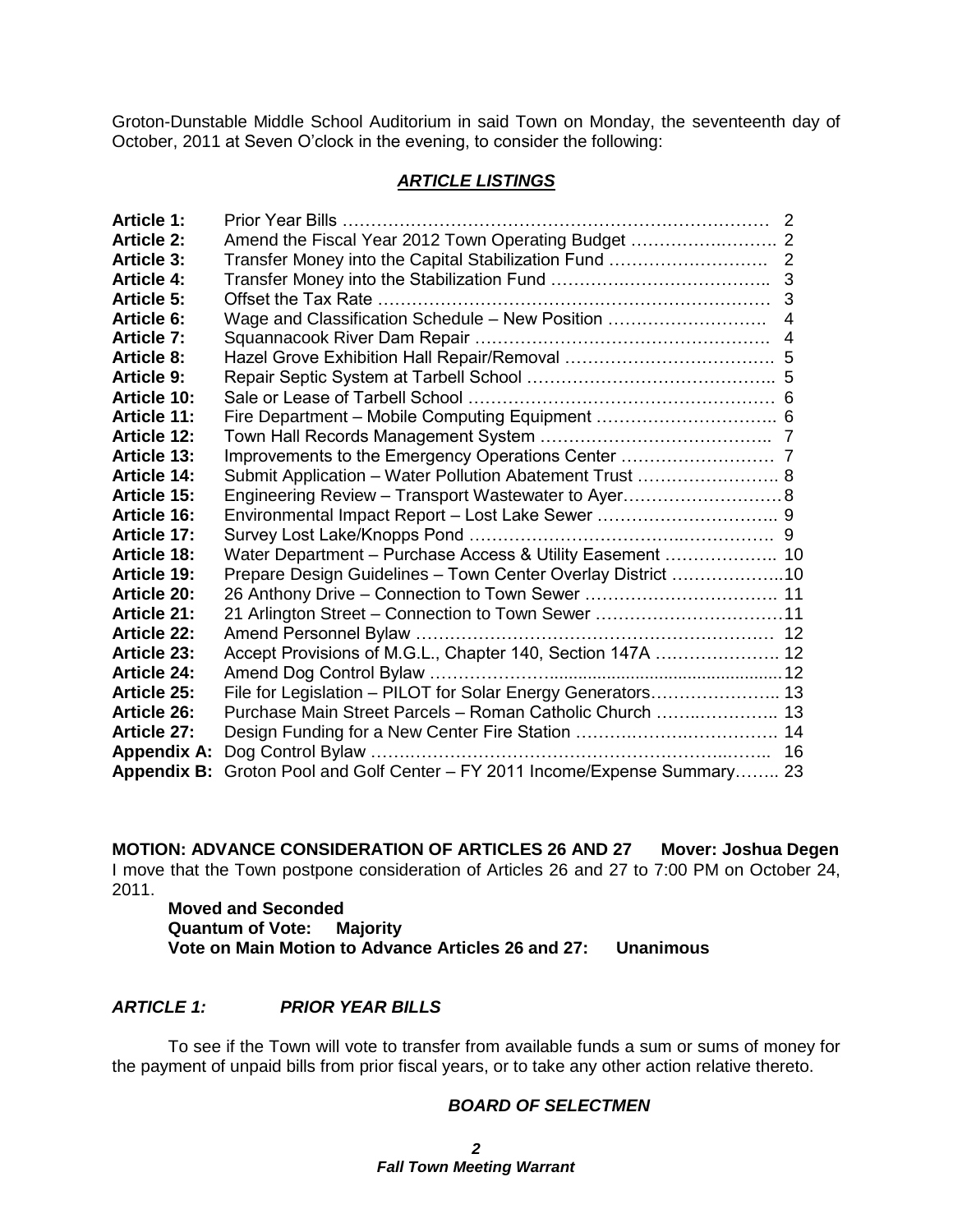Groton-Dunstable Middle School Auditorium in said Town on Monday, the seventeenth day of October, 2011 at Seven O'clock in the evening, to consider the following:

## *ARTICLE LISTINGS*

| | | |
|---|---|---|
| **Article 1:** | Prior Year Bills | 2 |
| **Article 2:** | Amend the Fiscal Year 2012 Town Operating Budget | 2 |
| **Article 3:** | Transfer Money into the Capital Stabilization Fund | 2 |
| **Article 4:** | Transfer Money into the Stabilization Fund | 3 |
| **Article 5:** | Offset the Tax Rate | 3 |
| **Article 6:** | Wage and Classification Schedule – New Position | 4 |
| **Article 7:** | Squannacook River Dam Repair | 4 |
| **Article 8:** | Hazel Grove Exhibition Hall Repair/Removal | 5 |
| **Article 9:** | Repair Septic System at Tarbell School | 5 |
| **Article 10:** | Sale or Lease of Tarbell School | 6 |
| **Article 11:** | Fire Department – Mobile Computing Equipment | 6 |
| **Article 12:** | Town Hall Records Management System | 7 |
| **Article 13:** | Improvements to the Emergency Operations Center | 7 |
| **Article 14:** | Submit Application – Water Pollution Abatement Trust | 8 |
| **Article 15:** | Engineering Review – Transport Wastewater to Ayer | 8 |
| **Article 16:** | Environmental Impact Report – Lost Lake Sewer | 9 |
| **Article 17:** | Survey Lost Lake/Knopps Pond | 9 |
| **Article 18:** | Water Department – Purchase Access & Utility Easement | 10 |
| **Article 19:** | Prepare Design Guidelines – Town Center Overlay District | 10 |
| **Article 20:** | 26 Anthony Drive – Connection to Town Sewer | 11 |
| **Article 21:** | 21 Arlington Street – Connection to Town Sewer | 11 |
| **Article 22:** | Amend Personnel Bylaw | 12 |
| **Article 23:** | Accept Provisions of M.G.L., Chapter 140, Section 147A | 12 |
| **Article 24:** | Amend Dog Control Bylaw | 12 |
| **Article 25:** | File for Legislation – PILOT for Solar Energy Generators | 13 |
| **Article 26:** | Purchase Main Street Parcels – Roman Catholic Church | 13 |
| **Article 27:** | Design Funding for a New Center Fire Station | 14 |
| **Appendix A:** | Dog Control Bylaw | 16 |
| **Appendix B:** | Groton Pool and Golf Center – FY 2011 Income/Expense Summary | 23 |

**MOTION: ADVANCE CONSIDERATION OF ARTICLES 26 AND 27 Mover: Joshua Degen**

I move that the Town postpone consideration of Articles 26 and 27 to 7:00 PM on October 24, 2011.

**Moved and Seconded**
**Quantum of Vote: Majority**
**Vote on Main Motion to Advance Articles 26 and 27: Unanimous**

### *ARTICLE 1: PRIOR YEAR BILLS*

To see if the Town will vote to transfer from available funds a sum or sums of money for the payment of unpaid bills from prior fiscal years, or to take any other action relative thereto.

***BOARD OF SELECTMEN***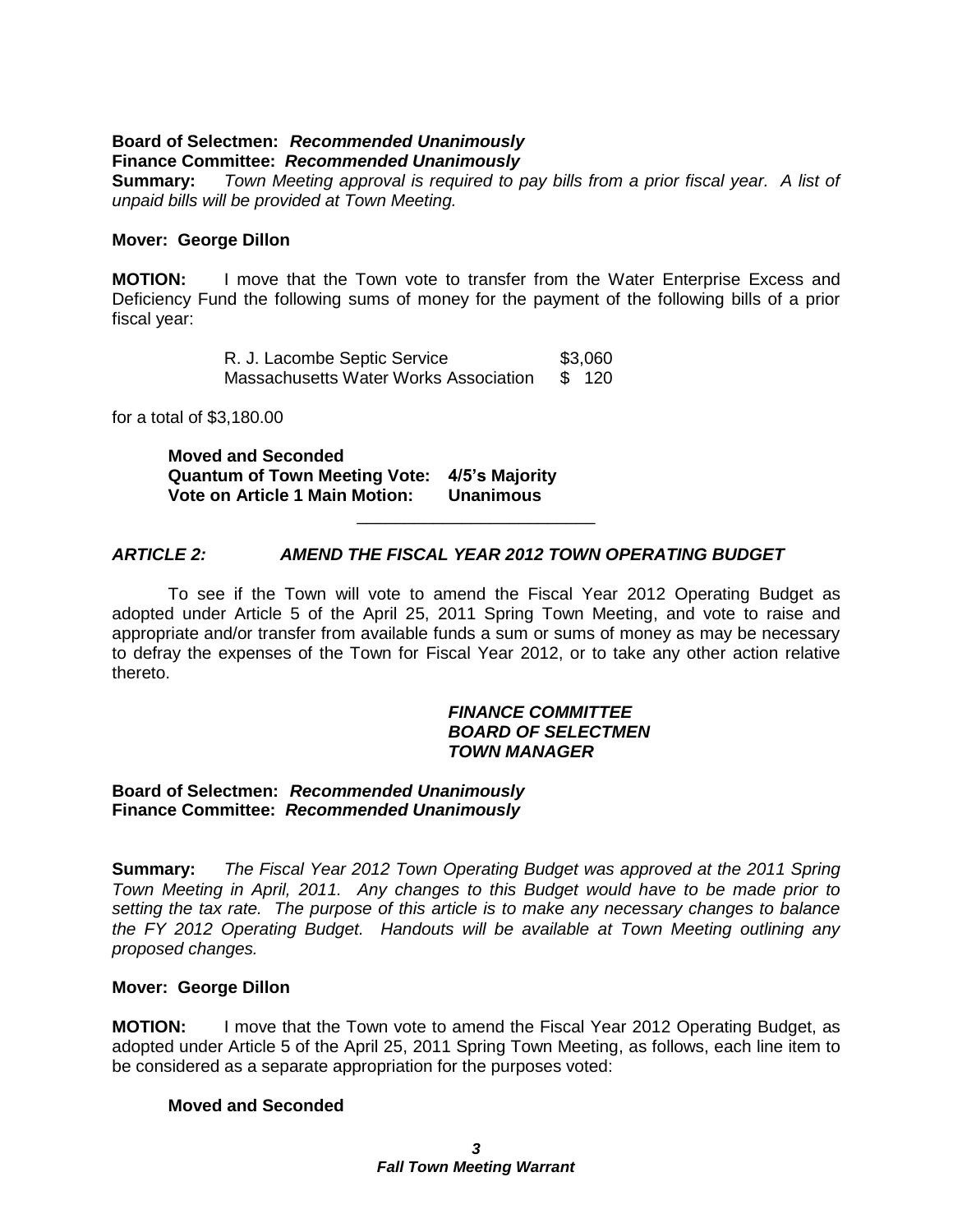**Board of Selectmen:** ***Recommended Unanimously***
**Finance Committee:** ***Recommended Unanimously***
**Summary:** *Town Meeting approval is required to pay bills from a prior fiscal year. A list of unpaid bills will be provided at Town Meeting.*

**Mover: George Dillon**

**MOTION:** I move that the Town vote to transfer from the Water Enterprise Excess and Deficiency Fund the following sums of money for the payment of the following bills of a prior fiscal year:

| | |
|---|---|
| R. J. Lacombe Septic Service | $3,060 |
| Massachusetts Water Works Association | $ 120 |

for a total of $3,180.00

**Moved and Seconded**
**Quantum of Town Meeting Vote: 4/5's Majority**
**Vote on Article 1 Main Motion: Unanimous**

---

## *ARTICLE 2: AMEND THE FISCAL YEAR 2012 TOWN OPERATING BUDGET*

To see if the Town will vote to amend the Fiscal Year 2012 Operating Budget as adopted under Article 5 of the April 25, 2011 Spring Town Meeting, and vote to raise and appropriate and/or transfer from available funds a sum or sums of money as may be necessary to defray the expenses of the Town for Fiscal Year 2012, or to take any other action relative thereto.

***FINANCE COMMITTEE***
***BOARD OF SELECTMEN***
***TOWN MANAGER***

**Board of Selectmen:** ***Recommended Unanimously***
**Finance Committee:** ***Recommended Unanimously***

**Summary:** *The Fiscal Year 2012 Town Operating Budget was approved at the 2011 Spring Town Meeting in April, 2011. Any changes to this Budget would have to be made prior to setting the tax rate. The purpose of this article is to make any necessary changes to balance the FY 2012 Operating Budget. Handouts will be available at Town Meeting outlining any proposed changes.*

**Mover: George Dillon**

**MOTION:** I move that the Town vote to amend the Fiscal Year 2012 Operating Budget, as adopted under Article 5 of the April 25, 2011 Spring Town Meeting, as follows, each line item to be considered as a separate appropriation for the purposes voted:

**Moved and Seconded**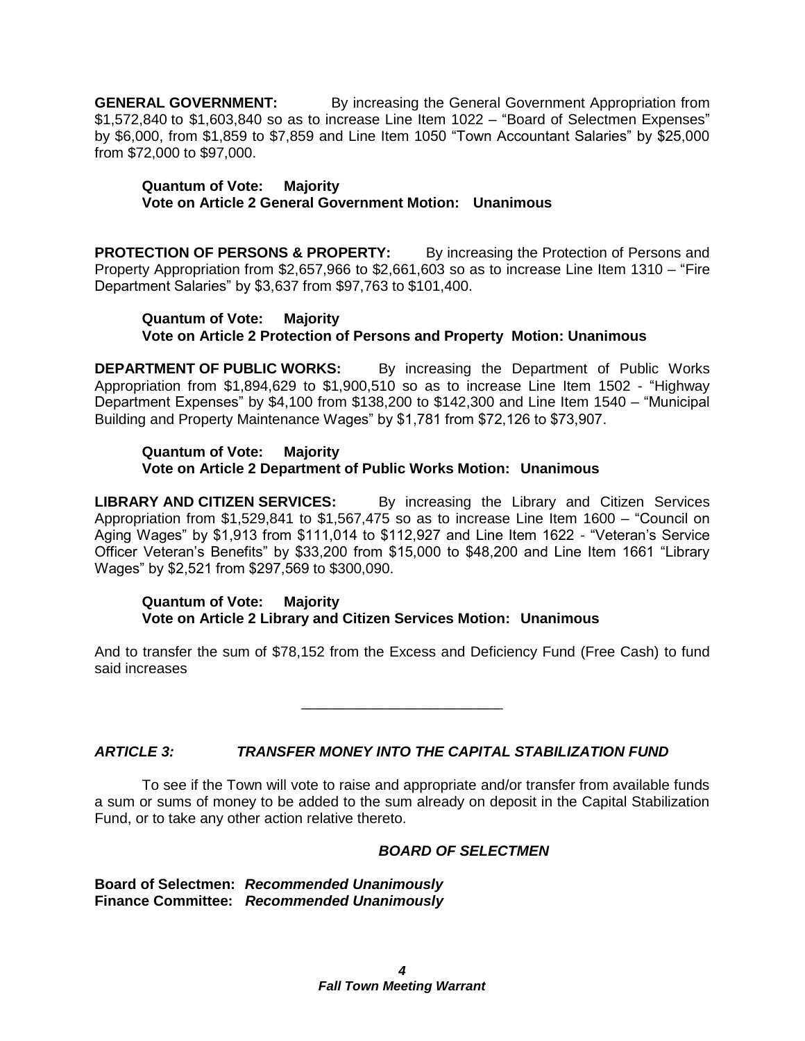**GENERAL GOVERNMENT:** By increasing the General Government Appropriation from $1,572,840 to $1,603,840 so as to increase Line Item 1022 – "Board of Selectmen Expenses" by $6,000, from $1,859 to $7,859 and Line Item 1050 "Town Accountant Salaries" by $25,000 from $72,000 to $97,000.

> **Quantum of Vote: Majority**
> **Vote on Article 2 General Government Motion: Unanimous**

**PROTECTION OF PERSONS & PROPERTY:** By increasing the Protection of Persons and Property Appropriation from $2,657,966 to $2,661,603 so as to increase Line Item 1310 – "Fire Department Salaries" by $3,637 from $97,763 to $101,400.

> **Quantum of Vote: Majority**
> **Vote on Article 2 Protection of Persons and Property Motion: Unanimous**

**DEPARTMENT OF PUBLIC WORKS:** By increasing the Department of Public Works Appropriation from $1,894,629 to $1,900,510 so as to increase Line Item 1502 - "Highway Department Expenses" by $4,100 from $138,200 to $142,300 and Line Item 1540 – "Municipal Building and Property Maintenance Wages" by $1,781 from $72,126 to $73,907.

> **Quantum of Vote: Majority**
> **Vote on Article 2 Department of Public Works Motion: Unanimous**

**LIBRARY AND CITIZEN SERVICES:** By increasing the Library and Citizen Services Appropriation from $1,529,841 to $1,567,475 so as to increase Line Item 1600 – "Council on Aging Wages" by $1,913 from $111,014 to $112,927 and Line Item 1622 - "Veteran's Service Officer Veteran's Benefits" by $33,200 from $15,000 to $48,200 and Line Item 1661 "Library Wages" by $2,521 from $297,569 to $300,090.

> **Quantum of Vote: Majority**
> **Vote on Article 2 Library and Citizen Services Motion: Unanimous**

And to transfer the sum of $78,152 from the Excess and Deficiency Fund (Free Cash) to fund said increases

---

## *ARTICLE 3: TRANSFER MONEY INTO THE CAPITAL STABILIZATION FUND*

To see if the Town will vote to raise and appropriate and/or transfer from available funds a sum or sums of money to be added to the sum already on deposit in the Capital Stabilization Fund, or to take any other action relative thereto.

***BOARD OF SELECTMEN***

**Board of Selectmen:** ***Recommended Unanimously***
**Finance Committee:** ***Recommended Unanimously***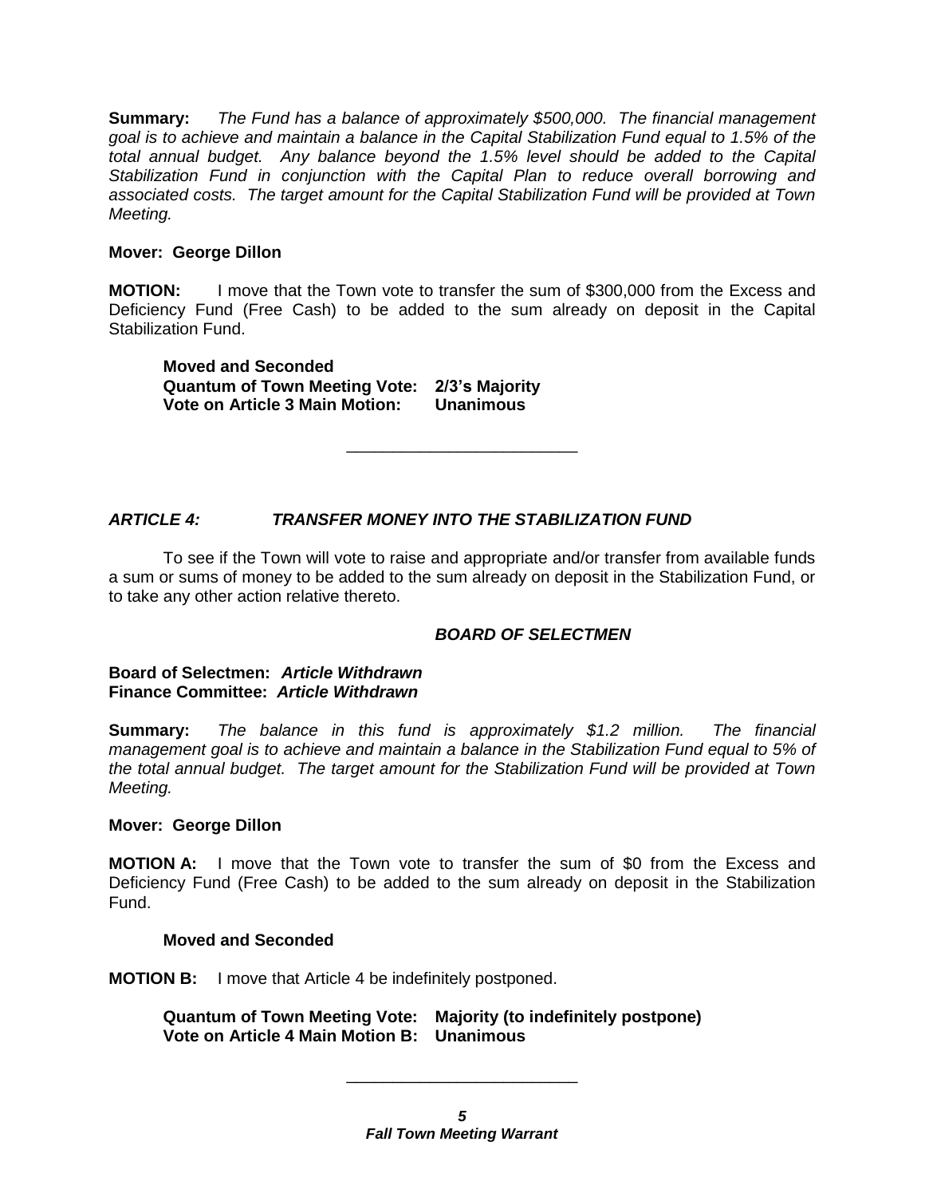**Summary:** *The Fund has a balance of approximately $500,000. The financial management goal is to achieve and maintain a balance in the Capital Stabilization Fund equal to 1.5% of the total annual budget. Any balance beyond the 1.5% level should be added to the Capital Stabilization Fund in conjunction with the Capital Plan to reduce overall borrowing and associated costs. The target amount for the Capital Stabilization Fund will be provided at Town Meeting.*

**Mover: George Dillon**

**MOTION:** I move that the Town vote to transfer the sum of $300,000 from the Excess and Deficiency Fund (Free Cash) to be added to the sum already on deposit in the Capital Stabilization Fund.

**Moved and Seconded**
**Quantum of Town Meeting Vote: 2/3's Majority**
**Vote on Article 3 Main Motion: Unanimous**

---

## *ARTICLE 4: TRANSFER MONEY INTO THE STABILIZATION FUND*

To see if the Town will vote to raise and appropriate and/or transfer from available funds a sum or sums of money to be added to the sum already on deposit in the Stabilization Fund, or to take any other action relative thereto.

***BOARD OF SELECTMEN***

**Board of Selectmen:** ***Article Withdrawn***
**Finance Committee:** ***Article Withdrawn***

**Summary:** *The balance in this fund is approximately $1.2 million. The financial management goal is to achieve and maintain a balance in the Stabilization Fund equal to 5% of the total annual budget. The target amount for the Stabilization Fund will be provided at Town Meeting.*

**Mover: George Dillon**

**MOTION A:** I move that the Town vote to transfer the sum of $0 from the Excess and Deficiency Fund (Free Cash) to be added to the sum already on deposit in the Stabilization Fund.

**Moved and Seconded**

**MOTION B:** I move that Article 4 be indefinitely postponed.

**Quantum of Town Meeting Vote: Majority (to indefinitely postpone)**
**Vote on Article 4 Main Motion B: Unanimous**

---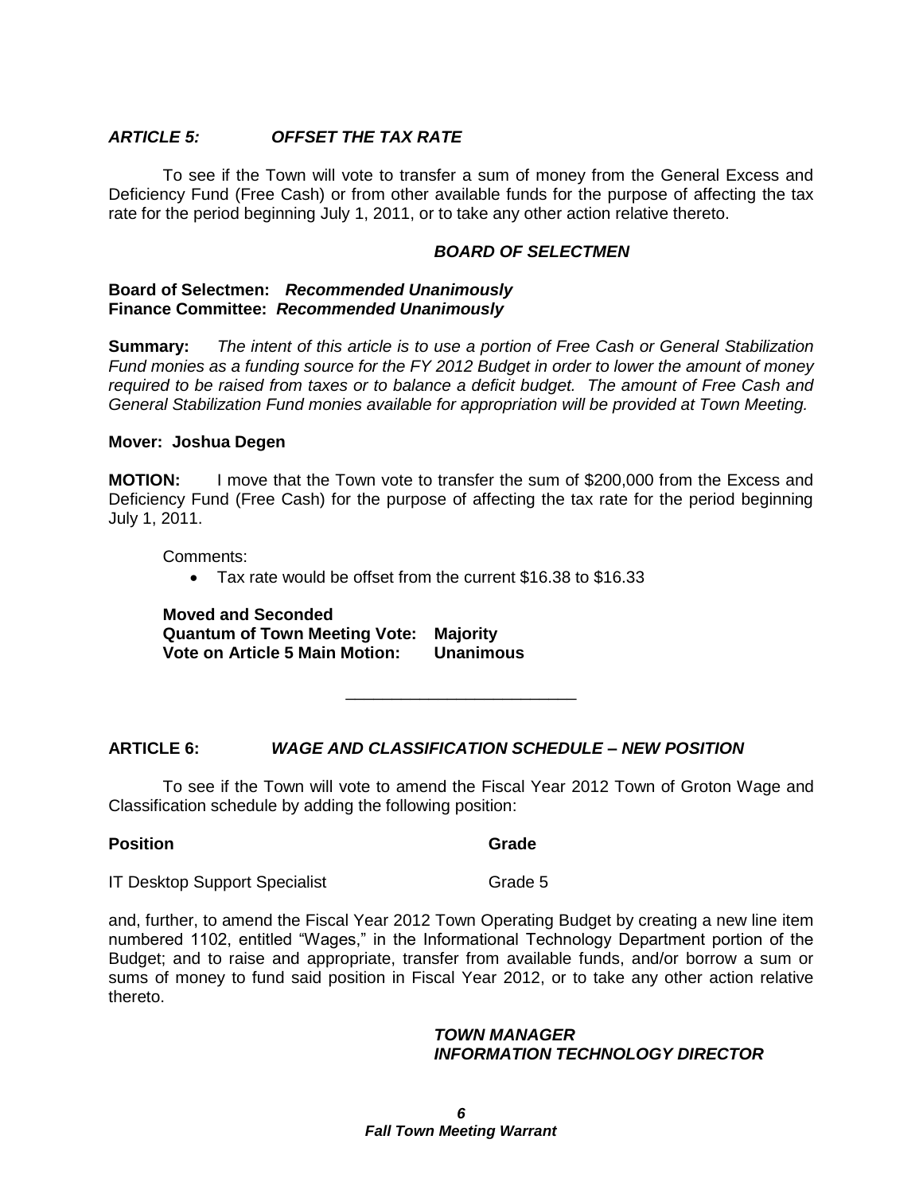### *ARTICLE 5: OFFSET THE TAX RATE*

To see if the Town will vote to transfer a sum of money from the General Excess and Deficiency Fund (Free Cash) or from other available funds for the purpose of affecting the tax rate for the period beginning July 1, 2011, or to take any other action relative thereto.

***BOARD OF SELECTMEN***

**Board of Selectmen:** ***Recommended Unanimously***
**Finance Committee:** ***Recommended Unanimously***

**Summary:** *The intent of this article is to use a portion of Free Cash or General Stabilization Fund monies as a funding source for the FY 2012 Budget in order to lower the amount of money required to be raised from taxes or to balance a deficit budget. The amount of Free Cash and General Stabilization Fund monies available for appropriation will be provided at Town Meeting.*

**Mover: Joshua Degen**

**MOTION:** I move that the Town vote to transfer the sum of $200,000 from the Excess and Deficiency Fund (Free Cash) for the purpose of affecting the tax rate for the period beginning July 1, 2011.

Comments:

- Tax rate would be offset from the current $16.38 to $16.33

**Moved and Seconded**
**Quantum of Town Meeting Vote: Majority**
**Vote on Article 5 Main Motion: Unanimous**

---

### **ARTICLE 6:** *WAGE AND CLASSIFICATION SCHEDULE – NEW POSITION*

To see if the Town will vote to amend the Fiscal Year 2012 Town of Groton Wage and Classification schedule by adding the following position:

| **Position** | **Grade** |
|---|---|
| IT Desktop Support Specialist | Grade 5 |

and, further, to amend the Fiscal Year 2012 Town Operating Budget by creating a new line item numbered 1102, entitled "Wages," in the Informational Technology Department portion of the Budget; and to raise and appropriate, transfer from available funds, and/or borrow a sum or sums of money to fund said position in Fiscal Year 2012, or to take any other action relative thereto.

***TOWN MANAGER***
***INFORMATION TECHNOLOGY DIRECTOR***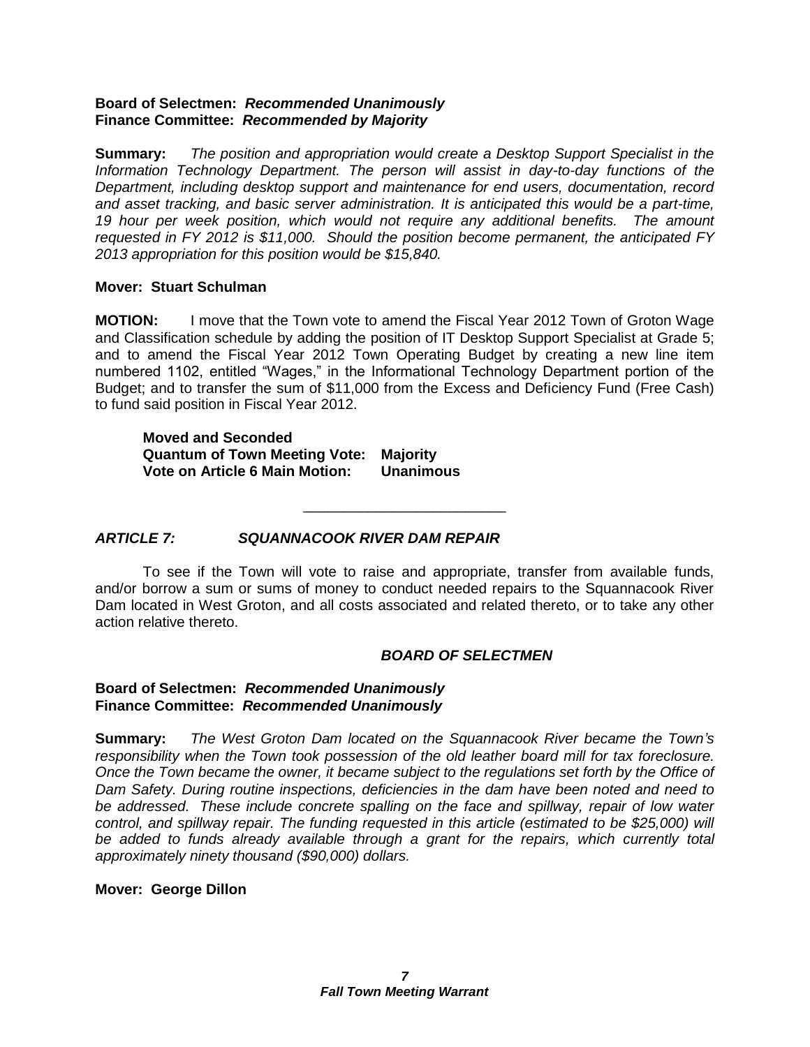**Board of Selectmen:** ***Recommended Unanimously***
**Finance Committee:** ***Recommended by Majority***

**Summary:** *The position and appropriation would create a Desktop Support Specialist in the Information Technology Department. The person will assist in day-to-day functions of the Department, including desktop support and maintenance for end users, documentation, record and asset tracking, and basic server administration. It is anticipated this would be a part-time, 19 hour per week position, which would not require any additional benefits. The amount requested in FY 2012 is $11,000. Should the position become permanent, the anticipated FY 2013 appropriation for this position would be $15,840.*

**Mover: Stuart Schulman**

**MOTION:** I move that the Town vote to amend the Fiscal Year 2012 Town of Groton Wage and Classification schedule by adding the position of IT Desktop Support Specialist at Grade 5; and to amend the Fiscal Year 2012 Town Operating Budget by creating a new line item numbered 1102, entitled "Wages," in the Informational Technology Department portion of the Budget; and to transfer the sum of $11,000 from the Excess and Deficiency Fund (Free Cash) to fund said position in Fiscal Year 2012.

**Moved and Seconded**
**Quantum of Town Meeting Vote: Majority**
**Vote on Article 6 Main Motion: Unanimous**

---

## *ARTICLE 7: SQUANNACOOK RIVER DAM REPAIR*

To see if the Town will vote to raise and appropriate, transfer from available funds, and/or borrow a sum or sums of money to conduct needed repairs to the Squannacook River Dam located in West Groton, and all costs associated and related thereto, or to take any other action relative thereto.

***BOARD OF SELECTMEN***

**Board of Selectmen:** ***Recommended Unanimously***
**Finance Committee:** ***Recommended Unanimously***

**Summary:** *The West Groton Dam located on the Squannacook River became the Town's responsibility when the Town took possession of the old leather board mill for tax foreclosure. Once the Town became the owner, it became subject to the regulations set forth by the Office of Dam Safety. During routine inspections, deficiencies in the dam have been noted and need to be addressed. These include concrete spalling on the face and spillway, repair of low water control, and spillway repair. The funding requested in this article (estimated to be $25,000) will be added to funds already available through a grant for the repairs, which currently total approximately ninety thousand ($90,000) dollars.*

**Mover: George Dillon**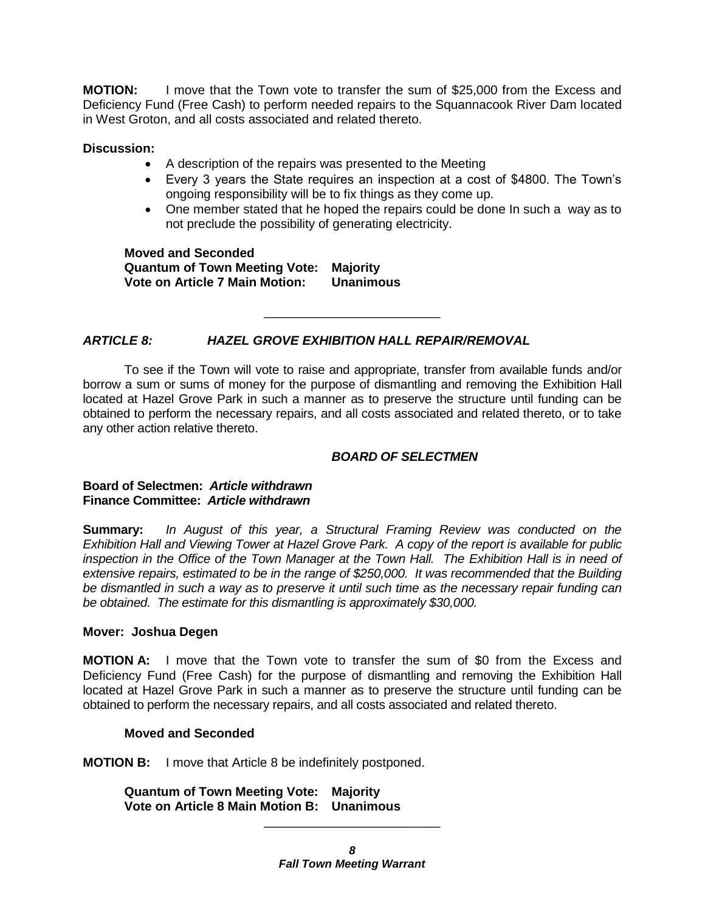**MOTION:** I move that the Town vote to transfer the sum of $25,000 from the Excess and Deficiency Fund (Free Cash) to perform needed repairs to the Squannacook River Dam located in West Groton, and all costs associated and related thereto.

**Discussion:**

- A description of the repairs was presented to the Meeting
- Every 3 years the State requires an inspection at a cost of $4800. The Town's ongoing responsibility will be to fix things as they come up.
- One member stated that he hoped the repairs could be done In such a way as to not preclude the possibility of generating electricity.

**Moved and Seconded**
**Quantum of Town Meeting Vote: Majority**
**Vote on Article 7 Main Motion: Unanimous**

---

***ARTICLE 8: HAZEL GROVE EXHIBITION HALL REPAIR/REMOVAL***

To see if the Town will vote to raise and appropriate, transfer from available funds and/or borrow a sum or sums of money for the purpose of dismantling and removing the Exhibition Hall located at Hazel Grove Park in such a manner as to preserve the structure until funding can be obtained to perform the necessary repairs, and all costs associated and related thereto, or to take any other action relative thereto.

***BOARD OF SELECTMEN***

**Board of Selectmen:** ***Article withdrawn***
**Finance Committee:** ***Article withdrawn***

**Summary:** *In August of this year, a Structural Framing Review was conducted on the Exhibition Hall and Viewing Tower at Hazel Grove Park. A copy of the report is available for public inspection in the Office of the Town Manager at the Town Hall. The Exhibition Hall is in need of extensive repairs, estimated to be in the range of $250,000. It was recommended that the Building be dismantled in such a way as to preserve it until such time as the necessary repair funding can be obtained. The estimate for this dismantling is approximately $30,000.*

**Mover: Joshua Degen**

**MOTION A:** I move that the Town vote to transfer the sum of $0 from the Excess and Deficiency Fund (Free Cash) for the purpose of dismantling and removing the Exhibition Hall located at Hazel Grove Park in such a manner as to preserve the structure until funding can be obtained to perform the necessary repairs, and all costs associated and related thereto.

**Moved and Seconded**

**MOTION B:** I move that Article 8 be indefinitely postponed.

**Quantum of Town Meeting Vote: Majority**
**Vote on Article 8 Main Motion B: Unanimous**

---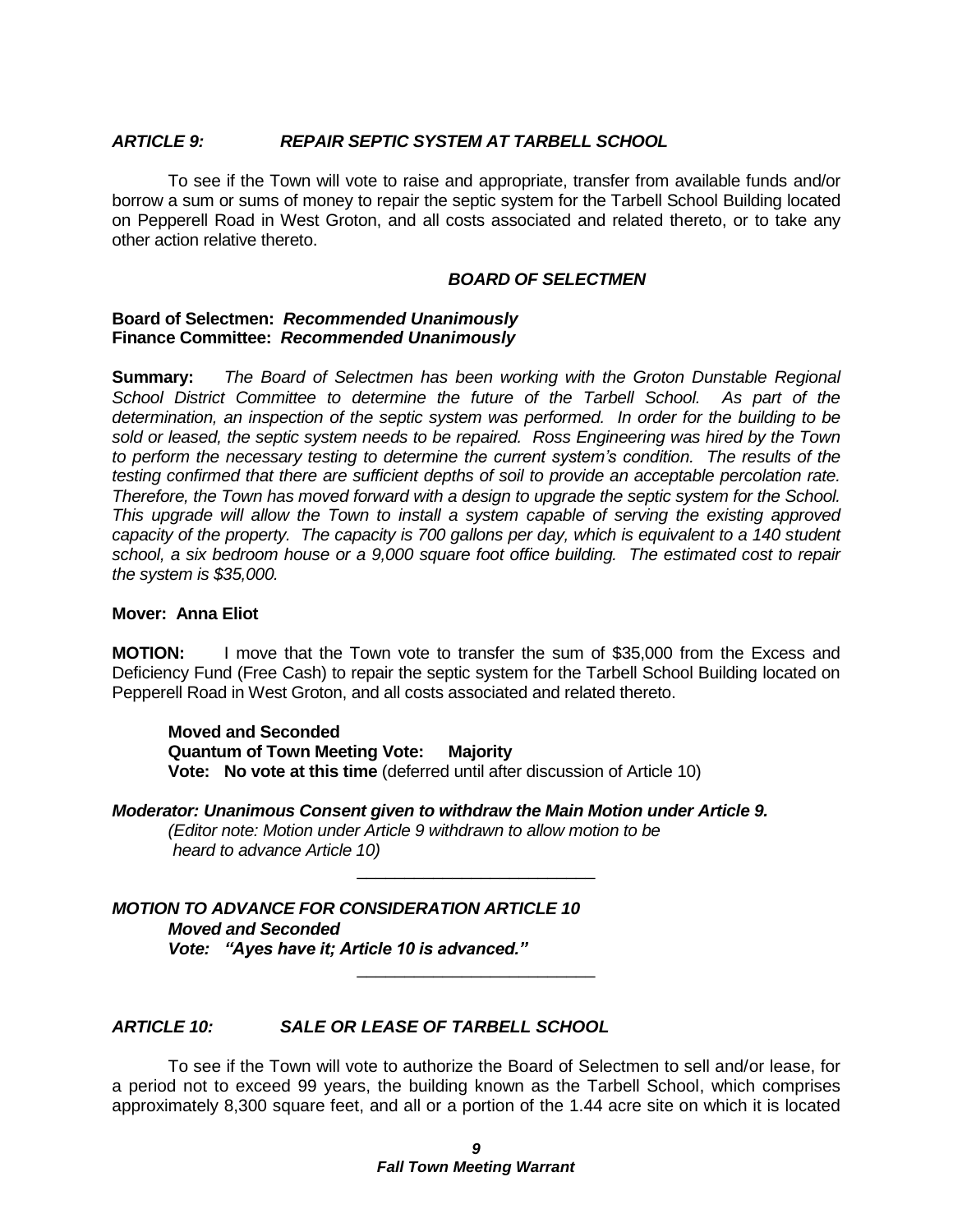### *ARTICLE 9: REPAIR SEPTIC SYSTEM AT TARBELL SCHOOL*

To see if the Town will vote to raise and appropriate, transfer from available funds and/or borrow a sum or sums of money to repair the septic system for the Tarbell School Building located on Pepperell Road in West Groton, and all costs associated and related thereto, or to take any other action relative thereto.

***BOARD OF SELECTMEN***

**Board of Selectmen: *Recommended Unanimously***
**Finance Committee: *Recommended Unanimously***

**Summary:** *The Board of Selectmen has been working with the Groton Dunstable Regional School District Committee to determine the future of the Tarbell School. As part of the determination, an inspection of the septic system was performed. In order for the building to be sold or leased, the septic system needs to be repaired. Ross Engineering was hired by the Town to perform the necessary testing to determine the current system's condition. The results of the testing confirmed that there are sufficient depths of soil to provide an acceptable percolation rate. Therefore, the Town has moved forward with a design to upgrade the septic system for the School. This upgrade will allow the Town to install a system capable of serving the existing approved capacity of the property. The capacity is 700 gallons per day, which is equivalent to a 140 student school, a six bedroom house or a 9,000 square foot office building. The estimated cost to repair the system is $35,000.*

**Mover: Anna Eliot**

**MOTION:** I move that the Town vote to transfer the sum of $35,000 from the Excess and Deficiency Fund (Free Cash) to repair the septic system for the Tarbell School Building located on Pepperell Road in West Groton, and all costs associated and related thereto.

**Moved and Seconded**
**Quantum of Town Meeting Vote: Majority**
**Vote: No vote at this time** (deferred until after discussion of Article 10)

***Moderator: Unanimous Consent given to withdraw the Main Motion under Article 9.***
*(Editor note: Motion under Article 9 withdrawn to allow motion to be heard to advance Article 10)*

---

***MOTION TO ADVANCE FOR CONSIDERATION ARTICLE 10***
***Moved and Seconded***
***Vote: "Ayes have it; Article 10 is advanced."***

---

### *ARTICLE 10: SALE OR LEASE OF TARBELL SCHOOL*

To see if the Town will vote to authorize the Board of Selectmen to sell and/or lease, for a period not to exceed 99 years, the building known as the Tarbell School, which comprises approximately 8,300 square feet, and all or a portion of the 1.44 acre site on which it is located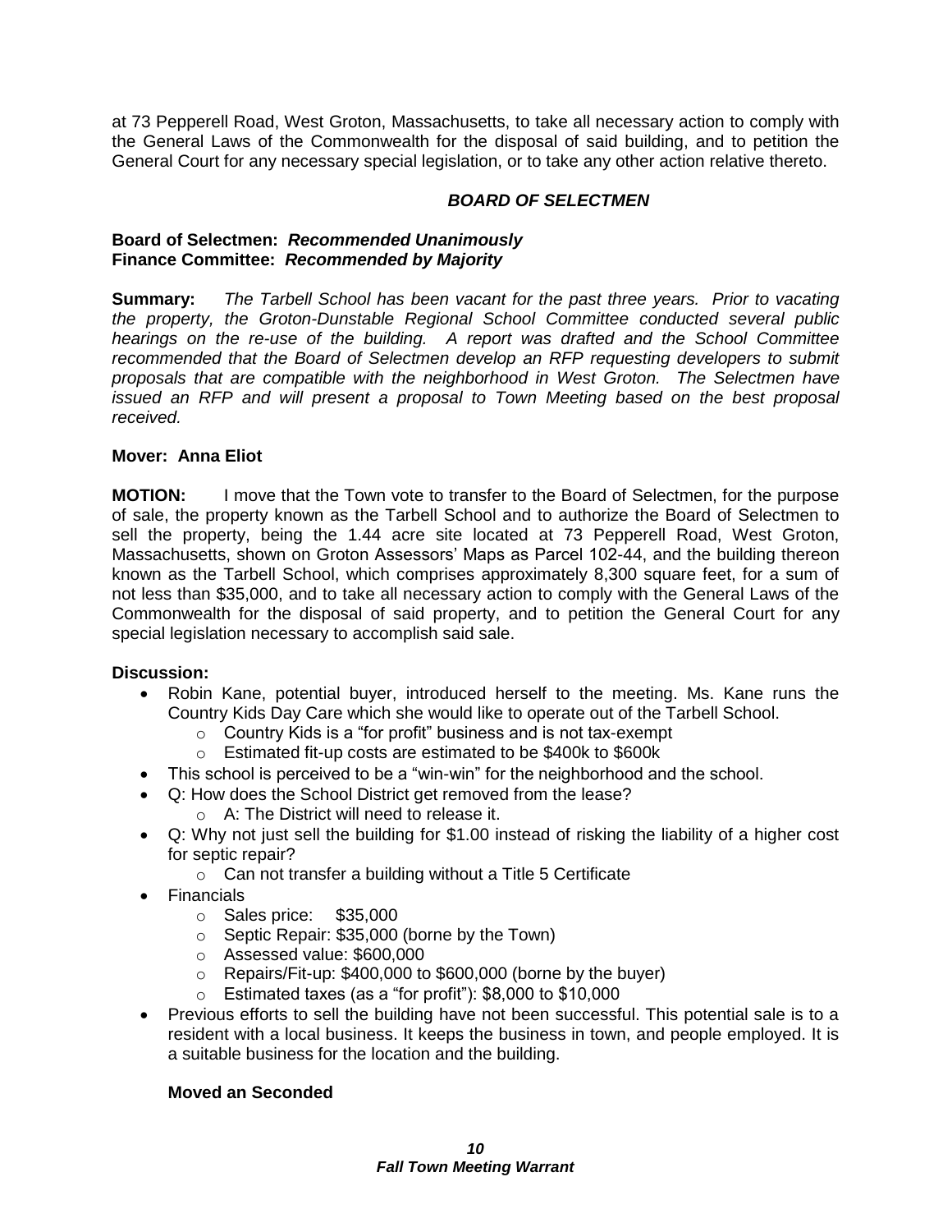at 73 Pepperell Road, West Groton, Massachusetts, to take all necessary action to comply with the General Laws of the Commonwealth for the disposal of said building, and to petition the General Court for any necessary special legislation, or to take any other action relative thereto.

***BOARD OF SELECTMEN***

**Board of Selectmen:** ***Recommended Unanimously***
**Finance Committee:** ***Recommended by Majority***

**Summary:** *The Tarbell School has been vacant for the past three years. Prior to vacating the property, the Groton-Dunstable Regional School Committee conducted several public hearings on the re-use of the building. A report was drafted and the School Committee recommended that the Board of Selectmen develop an RFP requesting developers to submit proposals that are compatible with the neighborhood in West Groton. The Selectmen have issued an RFP and will present a proposal to Town Meeting based on the best proposal received.*

**Mover: Anna Eliot**

**MOTION:** I move that the Town vote to transfer to the Board of Selectmen, for the purpose of sale, the property known as the Tarbell School and to authorize the Board of Selectmen to sell the property, being the 1.44 acre site located at 73 Pepperell Road, West Groton, Massachusetts, shown on Groton Assessors' Maps as Parcel 102-44, and the building thereon known as the Tarbell School, which comprises approximately 8,300 square feet, for a sum of not less than $35,000, and to take all necessary action to comply with the General Laws of the Commonwealth for the disposal of said property, and to petition the General Court for any special legislation necessary to accomplish said sale.

**Discussion:**

- Robin Kane, potential buyer, introduced herself to the meeting. Ms. Kane runs the Country Kids Day Care which she would like to operate out of the Tarbell School.
  - Country Kids is a "for profit" business and is not tax-exempt
  - Estimated fit-up costs are estimated to be $400k to $600k
- This school is perceived to be a "win-win" for the neighborhood and the school.
- Q: How does the School District get removed from the lease?
  - A: The District will need to release it.
- Q: Why not just sell the building for $1.00 instead of risking the liability of a higher cost for septic repair?
  - Can not transfer a building without a Title 5 Certificate
- Financials
  - Sales price: $35,000
  - Septic Repair: $35,000 (borne by the Town)
  - Assessed value: $600,000
  - Repairs/Fit-up: $400,000 to $600,000 (borne by the buyer)
  - Estimated taxes (as a "for profit"): $8,000 to $10,000
- Previous efforts to sell the building have not been successful. This potential sale is to a resident with a local business. It keeps the business in town, and people employed. It is a suitable business for the location and the building.

**Moved an Seconded**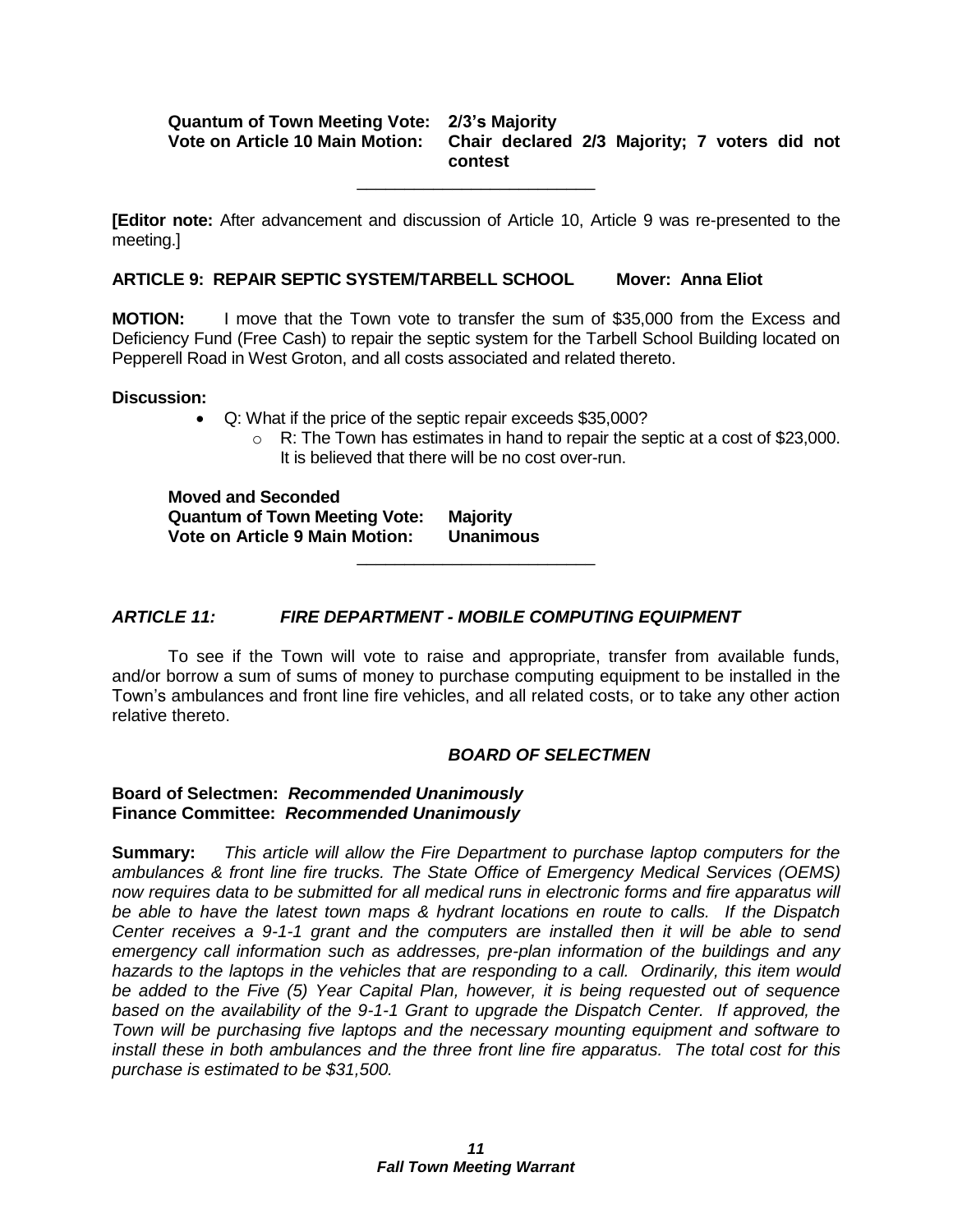**Quantum of Town Meeting Vote:** **2/3's Majority**
**Vote on Article 10 Main Motion:** **Chair declared 2/3 Majority; 7 voters did not contest**

---

**[Editor note:** After advancement and discussion of Article 10, Article 9 was re-presented to the meeting.]

**ARTICLE 9: REPAIR SEPTIC SYSTEM/TARBELL SCHOOL Mover: Anna Eliot**

**MOTION:** I move that the Town vote to transfer the sum of $35,000 from the Excess and Deficiency Fund (Free Cash) to repair the septic system for the Tarbell School Building located on Pepperell Road in West Groton, and all costs associated and related thereto.

**Discussion:**

- Q: What if the price of the septic repair exceeds $35,000?
  - R: The Town has estimates in hand to repair the septic at a cost of $23,000. It is believed that there will be no cost over-run.

**Moved and Seconded**
**Quantum of Town Meeting Vote:** **Majority**
**Vote on Article 9 Main Motion:** **Unanimous**

---

***ARTICLE 11: FIRE DEPARTMENT - MOBILE COMPUTING EQUIPMENT***

To see if the Town will vote to raise and appropriate, transfer from available funds, and/or borrow a sum of sums of money to purchase computing equipment to be installed in the Town's ambulances and front line fire vehicles, and all related costs, or to take any other action relative thereto.

***BOARD OF SELECTMEN***

**Board of Selectmen:** ***Recommended Unanimously***
**Finance Committee:** ***Recommended Unanimously***

**Summary:** *This article will allow the Fire Department to purchase laptop computers for the ambulances & front line fire trucks. The State Office of Emergency Medical Services (OEMS) now requires data to be submitted for all medical runs in electronic forms and fire apparatus will be able to have the latest town maps & hydrant locations en route to calls. If the Dispatch Center receives a 9-1-1 grant and the computers are installed then it will be able to send emergency call information such as addresses, pre-plan information of the buildings and any hazards to the laptops in the vehicles that are responding to a call. Ordinarily, this item would be added to the Five (5) Year Capital Plan, however, it is being requested out of sequence based on the availability of the 9-1-1 Grant to upgrade the Dispatch Center. If approved, the Town will be purchasing five laptops and the necessary mounting equipment and software to install these in both ambulances and the three front line fire apparatus. The total cost for this purchase is estimated to be $31,500.*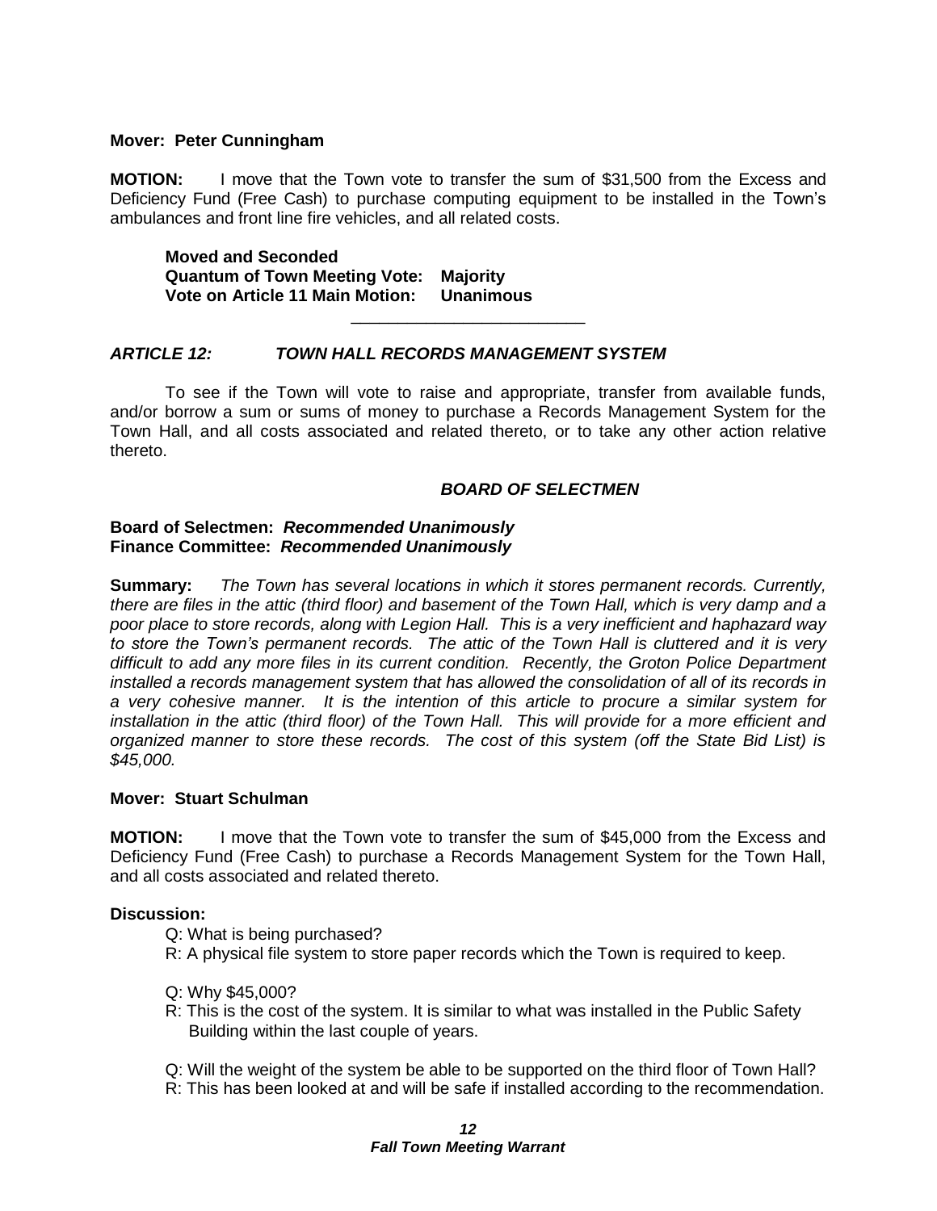**Mover: Peter Cunningham**

**MOTION:** I move that the Town vote to transfer the sum of $31,500 from the Excess and Deficiency Fund (Free Cash) to purchase computing equipment to be installed in the Town's ambulances and front line fire vehicles, and all related costs.

**Moved and Seconded**
**Quantum of Town Meeting Vote: Majority**
**Vote on Article 11 Main Motion: Unanimous**

---

### *ARTICLE 12: TOWN HALL RECORDS MANAGEMENT SYSTEM*

To see if the Town will vote to raise and appropriate, transfer from available funds, and/or borrow a sum or sums of money to purchase a Records Management System for the Town Hall, and all costs associated and related thereto, or to take any other action relative thereto.

***BOARD OF SELECTMEN***

**Board of Selectmen: *Recommended Unanimously***
**Finance Committee: *Recommended Unanimously***

**Summary:** *The Town has several locations in which it stores permanent records. Currently, there are files in the attic (third floor) and basement of the Town Hall, which is very damp and a poor place to store records, along with Legion Hall. This is a very inefficient and haphazard way to store the Town's permanent records. The attic of the Town Hall is cluttered and it is very difficult to add any more files in its current condition. Recently, the Groton Police Department installed a records management system that has allowed the consolidation of all of its records in a very cohesive manner. It is the intention of this article to procure a similar system for installation in the attic (third floor) of the Town Hall. This will provide for a more efficient and organized manner to store these records. The cost of this system (off the State Bid List) is $45,000.*

**Mover: Stuart Schulman**

**MOTION:** I move that the Town vote to transfer the sum of $45,000 from the Excess and Deficiency Fund (Free Cash) to purchase a Records Management System for the Town Hall, and all costs associated and related thereto.

**Discussion:**

Q: What is being purchased?
R: A physical file system to store paper records which the Town is required to keep.

Q: Why $45,000?
R: This is the cost of the system. It is similar to what was installed in the Public Safety Building within the last couple of years.

Q: Will the weight of the system be able to be supported on the third floor of Town Hall?
R: This has been looked at and will be safe if installed according to the recommendation.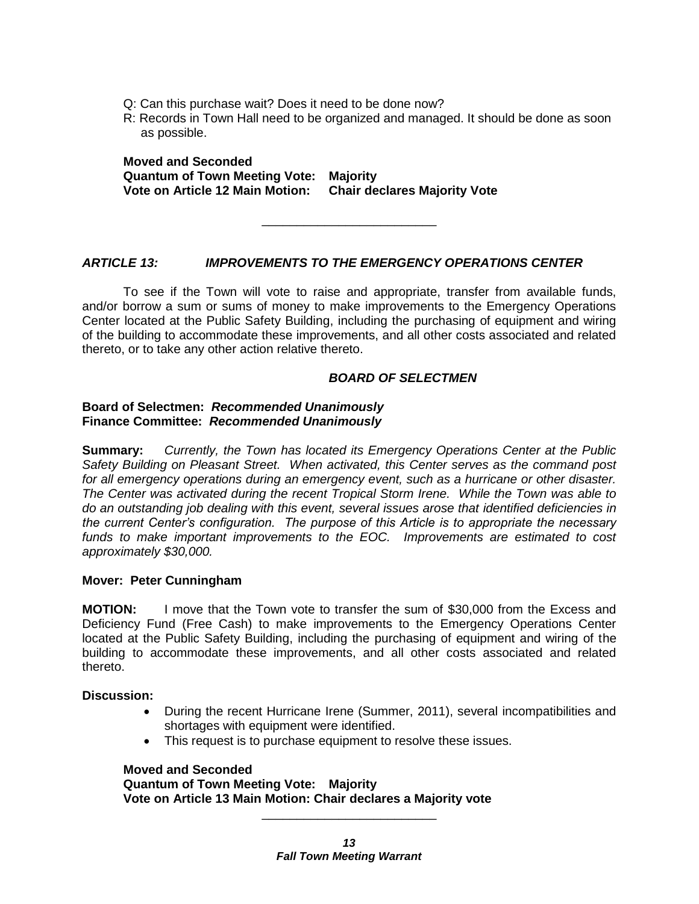Q: Can this purchase wait? Does it need to be done now?

R: Records in Town Hall need to be organized and managed. It should be done as soon as possible.

**Moved and Seconded**
**Quantum of Town Meeting Vote: Majority**
**Vote on Article 12 Main Motion: Chair declares Majority Vote**

---

### *ARTICLE 13: IMPROVEMENTS TO THE EMERGENCY OPERATIONS CENTER*

To see if the Town will vote to raise and appropriate, transfer from available funds, and/or borrow a sum or sums of money to make improvements to the Emergency Operations Center located at the Public Safety Building, including the purchasing of equipment and wiring of the building to accommodate these improvements, and all other costs associated and related thereto, or to take any other action relative thereto.

***BOARD OF SELECTMEN***

**Board of Selectmen:** ***Recommended Unanimously***
**Finance Committee:** ***Recommended Unanimously***

**Summary:** *Currently, the Town has located its Emergency Operations Center at the Public Safety Building on Pleasant Street. When activated, this Center serves as the command post for all emergency operations during an emergency event, such as a hurricane or other disaster. The Center was activated during the recent Tropical Storm Irene. While the Town was able to do an outstanding job dealing with this event, several issues arose that identified deficiencies in the current Center's configuration. The purpose of this Article is to appropriate the necessary funds to make important improvements to the EOC. Improvements are estimated to cost approximately $30,000.*

**Mover: Peter Cunningham**

**MOTION:** I move that the Town vote to transfer the sum of $30,000 from the Excess and Deficiency Fund (Free Cash) to make improvements to the Emergency Operations Center located at the Public Safety Building, including the purchasing of equipment and wiring of the building to accommodate these improvements, and all other costs associated and related thereto.

**Discussion:**

- During the recent Hurricane Irene (Summer, 2011), several incompatibilities and shortages with equipment were identified.
- This request is to purchase equipment to resolve these issues.

**Moved and Seconded**
**Quantum of Town Meeting Vote: Majority**
**Vote on Article 13 Main Motion: Chair declares a Majority vote**

---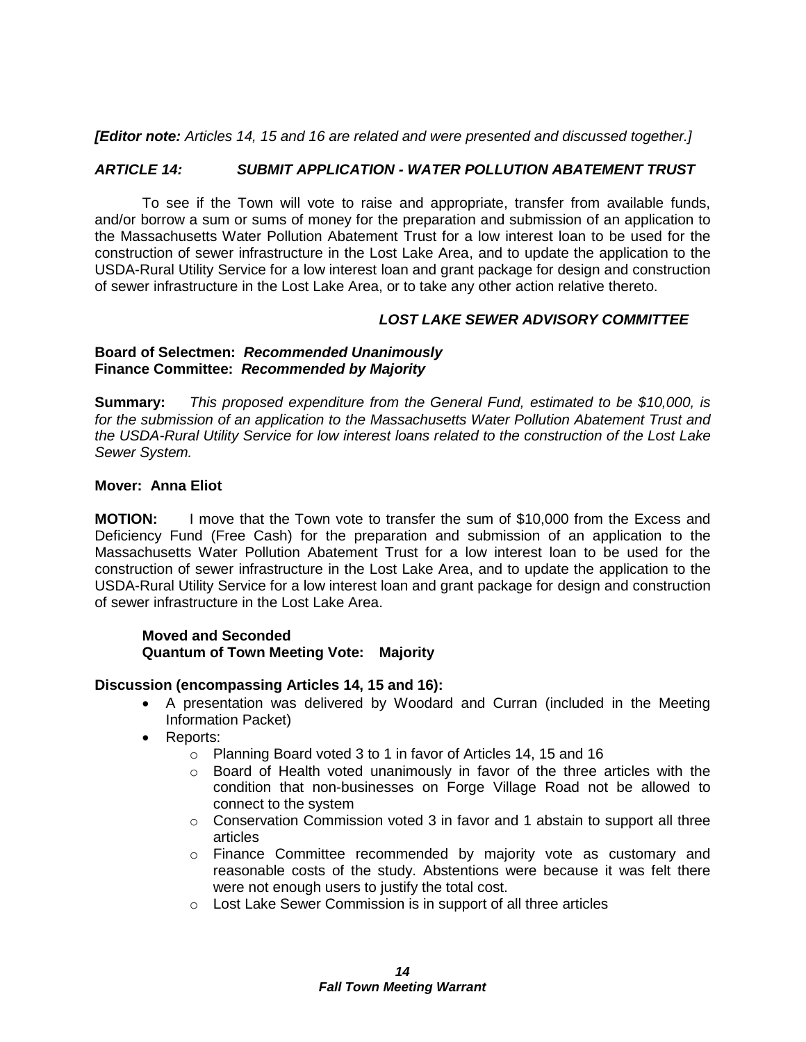***[Editor note:** Articles 14, 15 and 16 are related and were presented and discussed together.]*

### *ARTICLE 14: SUBMIT APPLICATION - WATER POLLUTION ABATEMENT TRUST*

To see if the Town will vote to raise and appropriate, transfer from available funds, and/or borrow a sum or sums of money for the preparation and submission of an application to the Massachusetts Water Pollution Abatement Trust for a low interest loan to be used for the construction of sewer infrastructure in the Lost Lake Area, and to update the application to the USDA-Rural Utility Service for a low interest loan and grant package for design and construction of sewer infrastructure in the Lost Lake Area, or to take any other action relative thereto.

***LOST LAKE SEWER ADVISORY COMMITTEE***

**Board of Selectmen: *Recommended Unanimously***
**Finance Committee: *Recommended by Majority***

**Summary:** *This proposed expenditure from the General Fund, estimated to be $10,000, is for the submission of an application to the Massachusetts Water Pollution Abatement Trust and the USDA-Rural Utility Service for low interest loans related to the construction of the Lost Lake Sewer System.*

**Mover: Anna Eliot**

**MOTION:** I move that the Town vote to transfer the sum of $10,000 from the Excess and Deficiency Fund (Free Cash) for the preparation and submission of an application to the Massachusetts Water Pollution Abatement Trust for a low interest loan to be used for the construction of sewer infrastructure in the Lost Lake Area, and to update the application to the USDA-Rural Utility Service for a low interest loan and grant package for design and construction of sewer infrastructure in the Lost Lake Area.

**Moved and Seconded**
**Quantum of Town Meeting Vote: Majority**

**Discussion (encompassing Articles 14, 15 and 16):**

- A presentation was delivered by Woodard and Curran (included in the Meeting Information Packet)
- Reports:
  - Planning Board voted 3 to 1 in favor of Articles 14, 15 and 16
  - Board of Health voted unanimously in favor of the three articles with the condition that non-businesses on Forge Village Road not be allowed to connect to the system
  - Conservation Commission voted 3 in favor and 1 abstain to support all three articles
  - Finance Committee recommended by majority vote as customary and reasonable costs of the study. Abstentions were because it was felt there were not enough users to justify the total cost.
  - Lost Lake Sewer Commission is in support of all three articles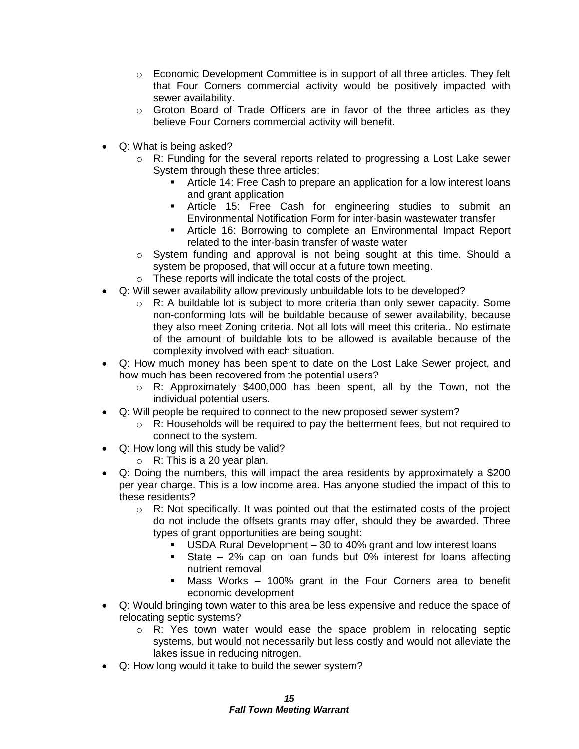- Economic Development Committee is in support of all three articles. They felt that Four Corners commercial activity would be positively impacted with sewer availability.
  - Groton Board of Trade Officers are in favor of the three articles as they believe Four Corners commercial activity will benefit.

- Q: What is being asked?
  - R: Funding for the several reports related to progressing a Lost Lake sewer System through these three articles:
    - Article 14: Free Cash to prepare an application for a low interest loans and grant application
    - Article 15: Free Cash for engineering studies to submit an Environmental Notification Form for inter-basin wastewater transfer
    - Article 16: Borrowing to complete an Environmental Impact Report related to the inter-basin transfer of waste water
  - System funding and approval is not being sought at this time. Should a system be proposed, that will occur at a future town meeting.
  - These reports will indicate the total costs of the project.
- Q: Will sewer availability allow previously unbuildable lots to be developed?
  - R: A buildable lot is subject to more criteria than only sewer capacity. Some non-conforming lots will be buildable because of sewer availability, because they also meet Zoning criteria. Not all lots will meet this criteria.. No estimate of the amount of buildable lots to be allowed is available because of the complexity involved with each situation.
- Q: How much money has been spent to date on the Lost Lake Sewer project, and how much has been recovered from the potential users?
  - R: Approximately $400,000 has been spent, all by the Town, not the individual potential users.
- Q: Will people be required to connect to the new proposed sewer system?
  - R: Households will be required to pay the betterment fees, but not required to connect to the system.
- Q: How long will this study be valid?
  - R: This is a 20 year plan.
- Q: Doing the numbers, this will impact the area residents by approximately a $200 per year charge. This is a low income area. Has anyone studied the impact of this to these residents?
  - R: Not specifically. It was pointed out that the estimated costs of the project do not include the offsets grants may offer, should they be awarded. Three types of grant opportunities are being sought:
    - USDA Rural Development – 30 to 40% grant and low interest loans
    - State – 2% cap on loan funds but 0% interest for loans affecting nutrient removal
    - Mass Works – 100% grant in the Four Corners area to benefit economic development
- Q: Would bringing town water to this area be less expensive and reduce the space of relocating septic systems?
  - R: Yes town water would ease the space problem in relocating septic systems, but would not necessarily but less costly and would not alleviate the lakes issue in reducing nitrogen.
- Q: How long would it take to build the sewer system?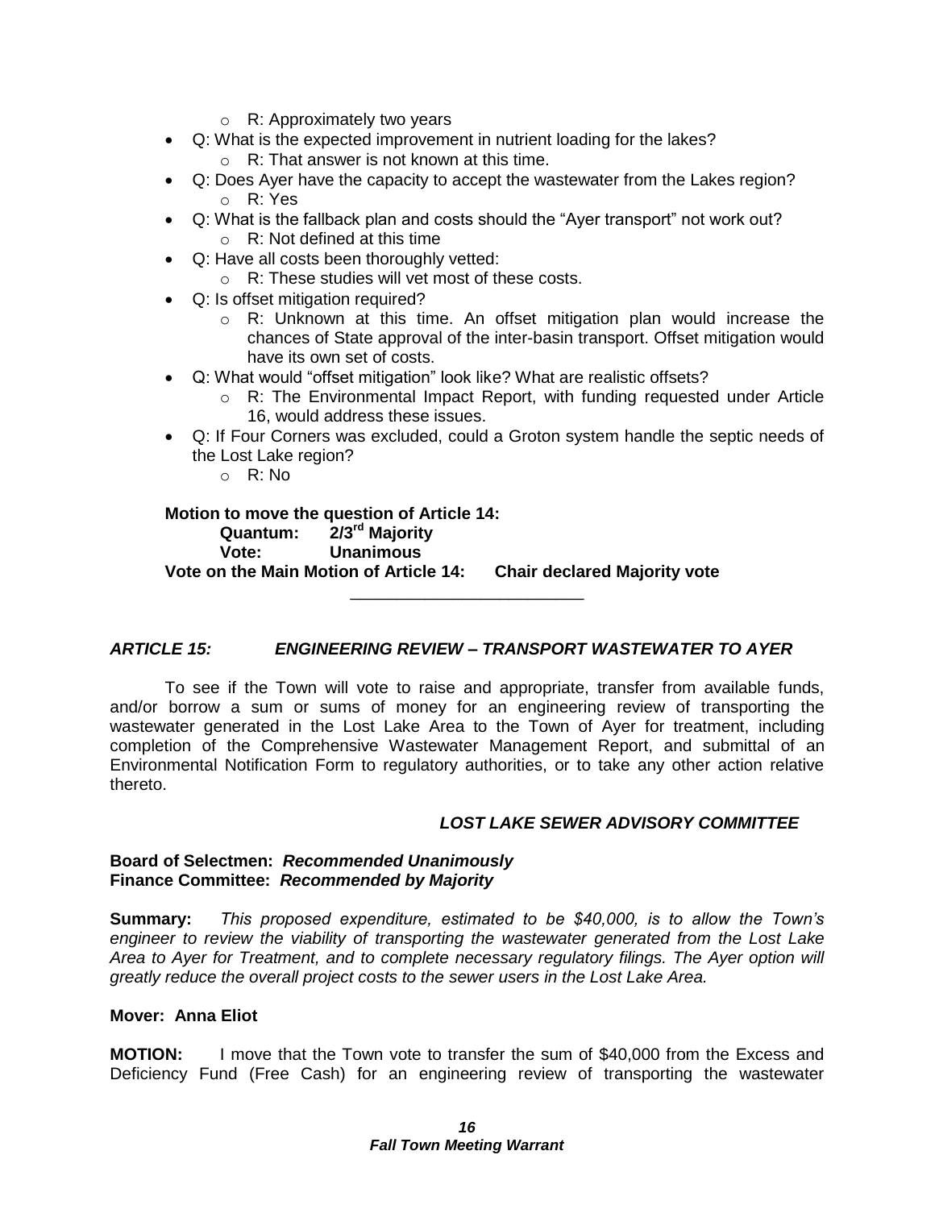- R: Approximately two years
- Q: What is the expected improvement in nutrient loading for the lakes?
    - R: That answer is not known at this time.
- Q: Does Ayer have the capacity to accept the wastewater from the Lakes region?
    - R: Yes
- Q: What is the fallback plan and costs should the "Ayer transport" not work out?
    - R: Not defined at this time
- Q: Have all costs been thoroughly vetted:
    - R: These studies will vet most of these costs.
- Q: Is offset mitigation required?
    - R: Unknown at this time. An offset mitigation plan would increase the chances of State approval of the inter-basin transport. Offset mitigation would have its own set of costs.
- Q: What would "offset mitigation" look like? What are realistic offsets?
    - R: The Environmental Impact Report, with funding requested under Article 16, would address these issues.
- Q: If Four Corners was excluded, could a Groton system handle the septic needs of the Lost Lake region?
    - R: No

**Motion to move the question of Article 14:**
**Quantum: 2/3rd Majority**
**Vote: Unanimous**
**Vote on the Main Motion of Article 14: Chair declared Majority vote**

---

### *ARTICLE 15: ENGINEERING REVIEW – TRANSPORT WASTEWATER TO AYER*

To see if the Town will vote to raise and appropriate, transfer from available funds, and/or borrow a sum or sums of money for an engineering review of transporting the wastewater generated in the Lost Lake Area to the Town of Ayer for treatment, including completion of the Comprehensive Wastewater Management Report, and submittal of an Environmental Notification Form to regulatory authorities, or to take any other action relative thereto.

***LOST LAKE SEWER ADVISORY COMMITTEE***

**Board of Selectmen:** ***Recommended Unanimously***
**Finance Committee:** ***Recommended by Majority***

**Summary:** *This proposed expenditure, estimated to be $40,000, is to allow the Town's engineer to review the viability of transporting the wastewater generated from the Lost Lake Area to Ayer for Treatment, and to complete necessary regulatory filings. The Ayer option will greatly reduce the overall project costs to the sewer users in the Lost Lake Area.*

**Mover: Anna Eliot**

**MOTION:** I move that the Town vote to transfer the sum of $40,000 from the Excess and Deficiency Fund (Free Cash) for an engineering review of transporting the wastewater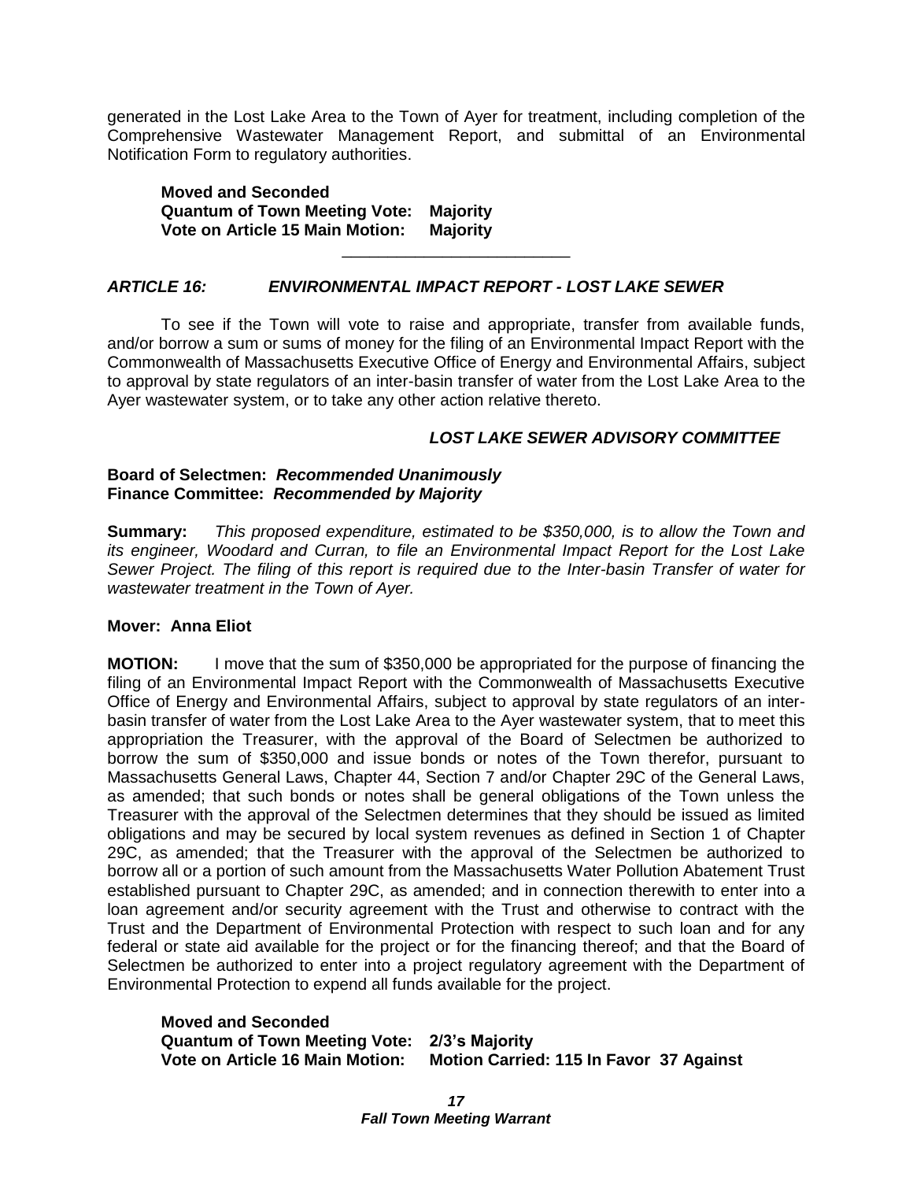generated in the Lost Lake Area to the Town of Ayer for treatment, including completion of the Comprehensive Wastewater Management Report, and submittal of an Environmental Notification Form to regulatory authorities.

**Moved and Seconded**
**Quantum of Town Meeting Vote: Majority**
**Vote on Article 15 Main Motion: Majority**

---

### *ARTICLE 16: ENVIRONMENTAL IMPACT REPORT - LOST LAKE SEWER*

To see if the Town will vote to raise and appropriate, transfer from available funds, and/or borrow a sum or sums of money for the filing of an Environmental Impact Report with the Commonwealth of Massachusetts Executive Office of Energy and Environmental Affairs, subject to approval by state regulators of an inter-basin transfer of water from the Lost Lake Area to the Ayer wastewater system, or to take any other action relative thereto.

***LOST LAKE SEWER ADVISORY COMMITTEE***

**Board of Selectmen:** ***Recommended Unanimously***
**Finance Committee:** ***Recommended by Majority***

**Summary:** *This proposed expenditure, estimated to be $350,000, is to allow the Town and its engineer, Woodard and Curran, to file an Environmental Impact Report for the Lost Lake Sewer Project. The filing of this report is required due to the Inter-basin Transfer of water for wastewater treatment in the Town of Ayer.*

**Mover: Anna Eliot**

**MOTION:** I move that the sum of $350,000 be appropriated for the purpose of financing the filing of an Environmental Impact Report with the Commonwealth of Massachusetts Executive Office of Energy and Environmental Affairs, subject to approval by state regulators of an inter-basin transfer of water from the Lost Lake Area to the Ayer wastewater system, that to meet this appropriation the Treasurer, with the approval of the Board of Selectmen be authorized to borrow the sum of $350,000 and issue bonds or notes of the Town therefor, pursuant to Massachusetts General Laws, Chapter 44, Section 7 and/or Chapter 29C of the General Laws, as amended; that such bonds or notes shall be general obligations of the Town unless the Treasurer with the approval of the Selectmen determines that they should be issued as limited obligations and may be secured by local system revenues as defined in Section 1 of Chapter 29C, as amended; that the Treasurer with the approval of the Selectmen be authorized to borrow all or a portion of such amount from the Massachusetts Water Pollution Abatement Trust established pursuant to Chapter 29C, as amended; and in connection therewith to enter into a loan agreement and/or security agreement with the Trust and otherwise to contract with the Trust and the Department of Environmental Protection with respect to such loan and for any federal or state aid available for the project or for the financing thereof; and that the Board of Selectmen be authorized to enter into a project regulatory agreement with the Department of Environmental Protection to expend all funds available for the project.

**Moved and Seconded**
**Quantum of Town Meeting Vote: 2/3's Majority**
**Vote on Article 16 Main Motion: Motion Carried: 115 In Favor 37 Against**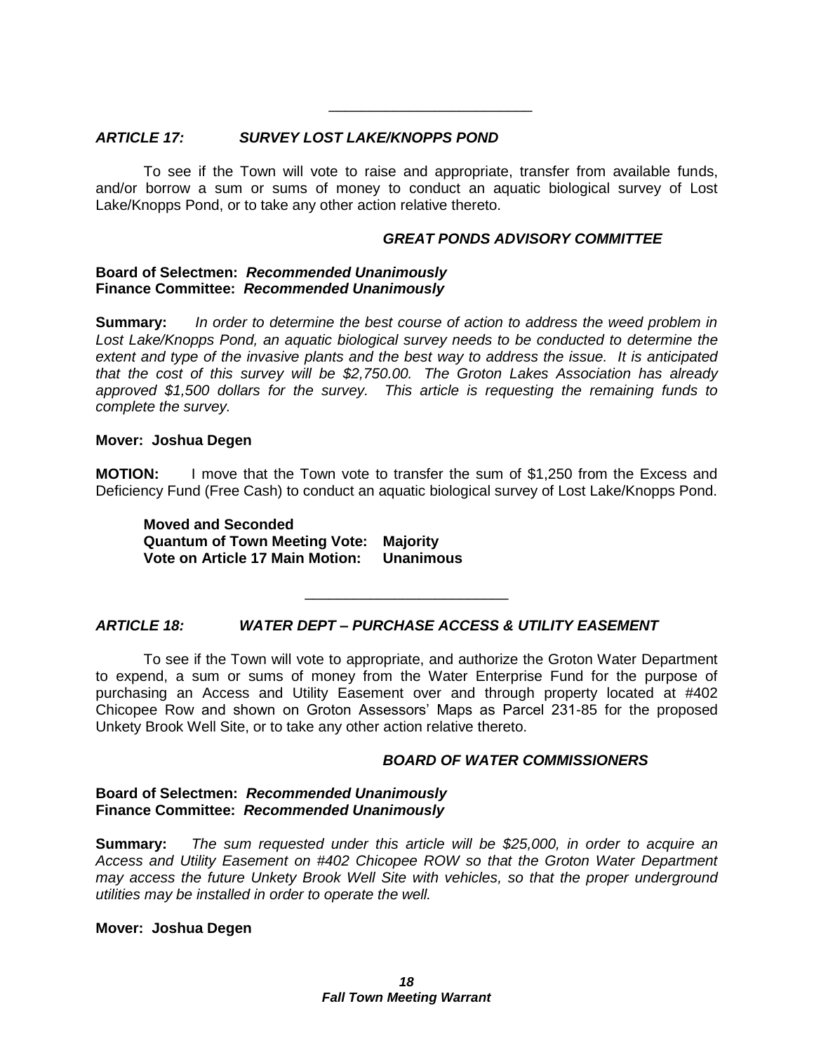---

### *ARTICLE 17: SURVEY LOST LAKE/KNOPPS POND*

To see if the Town will vote to raise and appropriate, transfer from available funds, and/or borrow a sum or sums of money to conduct an aquatic biological survey of Lost Lake/Knopps Pond, or to take any other action relative thereto.

***GREAT PONDS ADVISORY COMMITTEE***

**Board of Selectmen:** ***Recommended Unanimously***
**Finance Committee:** ***Recommended Unanimously***

**Summary:** *In order to determine the best course of action to address the weed problem in Lost Lake/Knopps Pond, an aquatic biological survey needs to be conducted to determine the extent and type of the invasive plants and the best way to address the issue. It is anticipated that the cost of this survey will be $2,750.00. The Groton Lakes Association has already approved $1,500 dollars for the survey. This article is requesting the remaining funds to complete the survey.*

**Mover: Joshua Degen**

**MOTION:** I move that the Town vote to transfer the sum of $1,250 from the Excess and Deficiency Fund (Free Cash) to conduct an aquatic biological survey of Lost Lake/Knopps Pond.

**Moved and Seconded**
**Quantum of Town Meeting Vote: Majority**
**Vote on Article 17 Main Motion: Unanimous**

---

### *ARTICLE 18: WATER DEPT – PURCHASE ACCESS & UTILITY EASEMENT*

To see if the Town will vote to appropriate, and authorize the Groton Water Department to expend, a sum or sums of money from the Water Enterprise Fund for the purpose of purchasing an Access and Utility Easement over and through property located at #402 Chicopee Row and shown on Groton Assessors' Maps as Parcel 231-85 for the proposed Unkety Brook Well Site, or to take any other action relative thereto.

***BOARD OF WATER COMMISSIONERS***

**Board of Selectmen:** ***Recommended Unanimously***
**Finance Committee:** ***Recommended Unanimously***

**Summary:** *The sum requested under this article will be $25,000, in order to acquire an Access and Utility Easement on #402 Chicopee ROW so that the Groton Water Department may access the future Unkety Brook Well Site with vehicles, so that the proper underground utilities may be installed in order to operate the well.*

**Mover: Joshua Degen**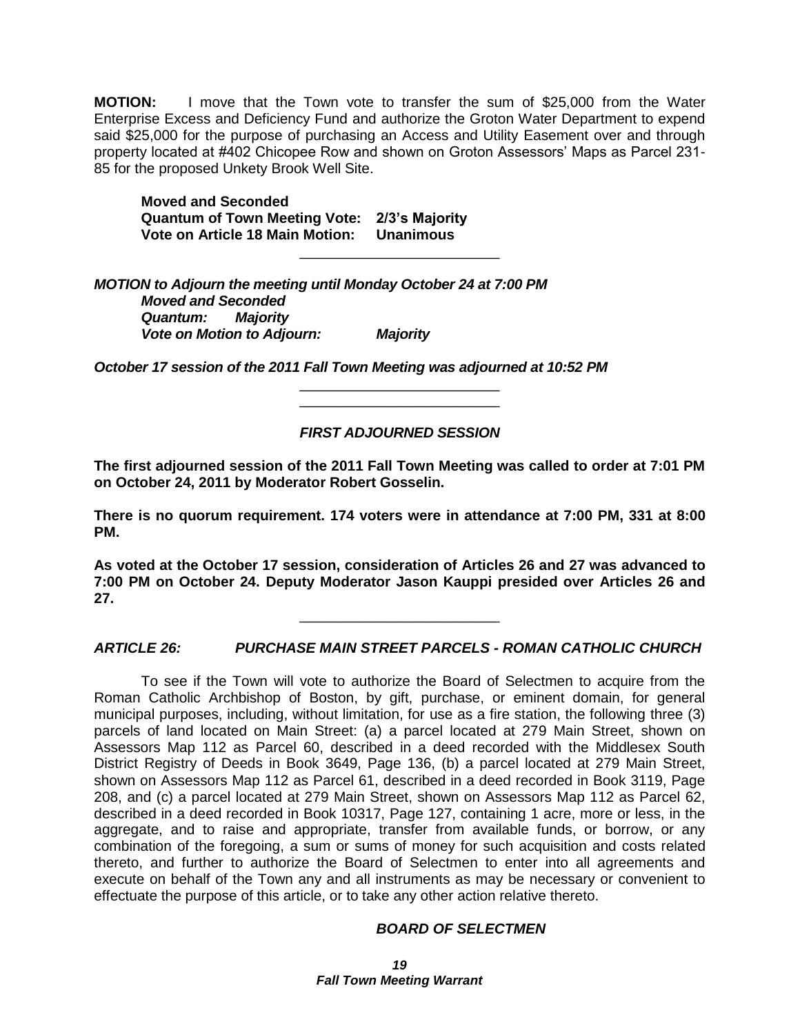**MOTION:** I move that the Town vote to transfer the sum of $25,000 from the Water Enterprise Excess and Deficiency Fund and authorize the Groton Water Department to expend said $25,000 for the purpose of purchasing an Access and Utility Easement over and through property located at #402 Chicopee Row and shown on Groton Assessors' Maps as Parcel 231-85 for the proposed Unkety Brook Well Site.

**Moved and Seconded**
**Quantum of Town Meeting Vote: 2/3's Majority**
**Vote on Article 18 Main Motion: Unanimous**

---

***MOTION to Adjourn the meeting until Monday October 24 at 7:00 PM***
***Moved and Seconded***
***Quantum: Majority***
***Vote on Motion to Adjourn: Majority***

***October 17 session of the 2011 Fall Town Meeting was adjourned at 10:52 PM***

---

---

## *FIRST ADJOURNED SESSION*

**The first adjourned session of the 2011 Fall Town Meeting was called to order at 7:01 PM on October 24, 2011 by Moderator Robert Gosselin.**

**There is no quorum requirement. 174 voters were in attendance at 7:00 PM, 331 at 8:00 PM.**

**As voted at the October 17 session, consideration of Articles 26 and 27 was advanced to 7:00 PM on October 24. Deputy Moderator Jason Kauppi presided over Articles 26 and 27.**

---

### *ARTICLE 26: PURCHASE MAIN STREET PARCELS - ROMAN CATHOLIC CHURCH*

To see if the Town will vote to authorize the Board of Selectmen to acquire from the Roman Catholic Archbishop of Boston, by gift, purchase, or eminent domain, for general municipal purposes, including, without limitation, for use as a fire station, the following three (3) parcels of land located on Main Street: (a) a parcel located at 279 Main Street, shown on Assessors Map 112 as Parcel 60, described in a deed recorded with the Middlesex South District Registry of Deeds in Book 3649, Page 136, (b) a parcel located at 279 Main Street, shown on Assessors Map 112 as Parcel 61, described in a deed recorded in Book 3119, Page 208, and (c) a parcel located at 279 Main Street, shown on Assessors Map 112 as Parcel 62, described in a deed recorded in Book 10317, Page 127, containing 1 acre, more or less, in the aggregate, and to raise and appropriate, transfer from available funds, or borrow, or any combination of the foregoing, a sum or sums of money for such acquisition and costs related thereto, and further to authorize the Board of Selectmen to enter into all agreements and execute on behalf of the Town any and all instruments as may be necessary or convenient to effectuate the purpose of this article, or to take any other action relative thereto.

***BOARD OF SELECTMEN***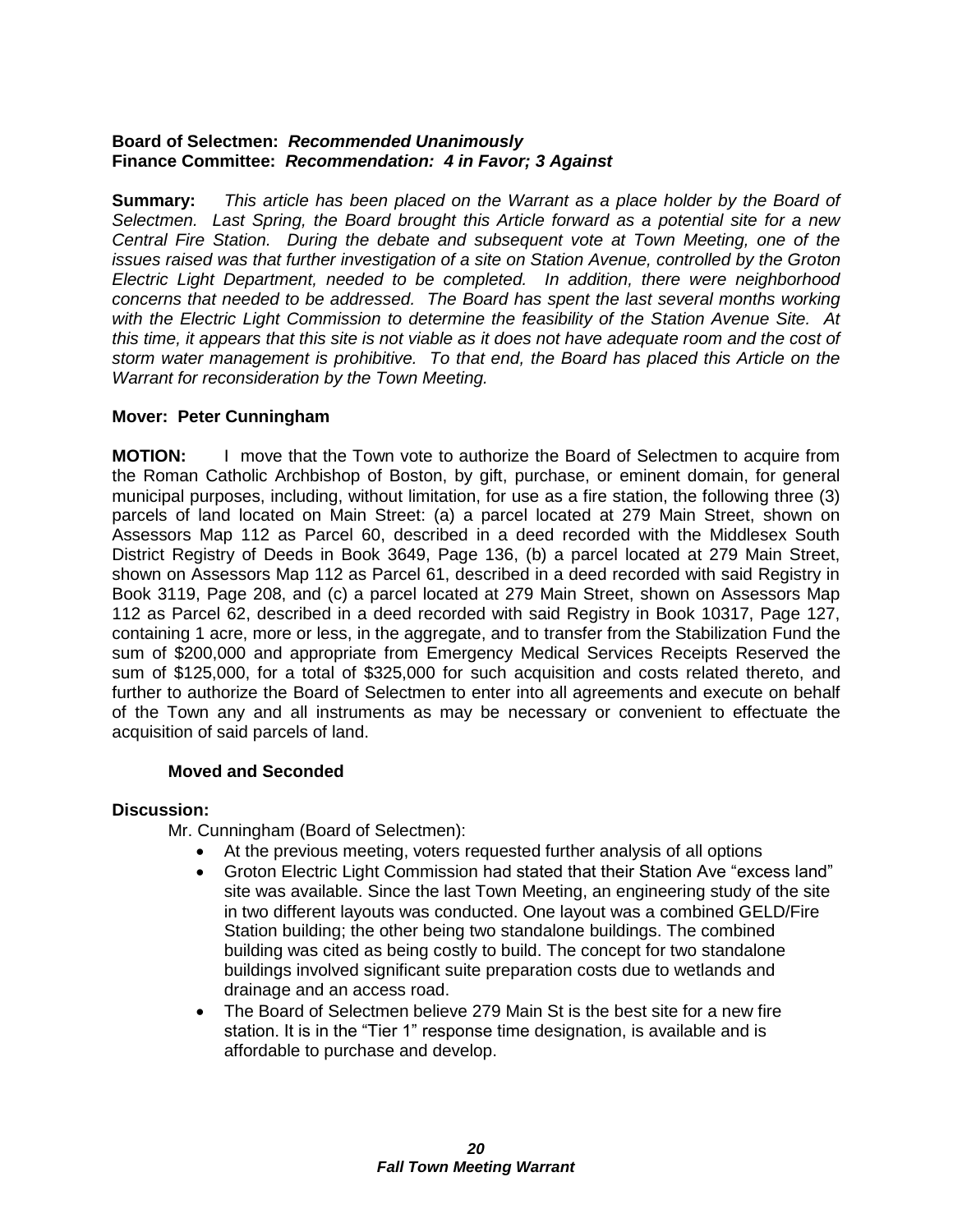**Board of Selectmen:** ***Recommended Unanimously***
**Finance Committee:** ***Recommendation: 4 in Favor; 3 Against***

**Summary:** *This article has been placed on the Warrant as a place holder by the Board of Selectmen. Last Spring, the Board brought this Article forward as a potential site for a new Central Fire Station. During the debate and subsequent vote at Town Meeting, one of the issues raised was that further investigation of a site on Station Avenue, controlled by the Groton Electric Light Department, needed to be completed. In addition, there were neighborhood concerns that needed to be addressed. The Board has spent the last several months working with the Electric Light Commission to determine the feasibility of the Station Avenue Site. At this time, it appears that this site is not viable as it does not have adequate room and the cost of storm water management is prohibitive. To that end, the Board has placed this Article on the Warrant for reconsideration by the Town Meeting.*

**Mover: Peter Cunningham**

**MOTION:** I move that the Town vote to authorize the Board of Selectmen to acquire from the Roman Catholic Archbishop of Boston, by gift, purchase, or eminent domain, for general municipal purposes, including, without limitation, for use as a fire station, the following three (3) parcels of land located on Main Street: (a) a parcel located at 279 Main Street, shown on Assessors Map 112 as Parcel 60, described in a deed recorded with the Middlesex South District Registry of Deeds in Book 3649, Page 136, (b) a parcel located at 279 Main Street, shown on Assessors Map 112 as Parcel 61, described in a deed recorded with said Registry in Book 3119, Page 208, and (c) a parcel located at 279 Main Street, shown on Assessors Map 112 as Parcel 62, described in a deed recorded with said Registry in Book 10317, Page 127, containing 1 acre, more or less, in the aggregate, and to transfer from the Stabilization Fund the sum of $200,000 and appropriate from Emergency Medical Services Receipts Reserved the sum of $125,000, for a total of $325,000 for such acquisition and costs related thereto, and further to authorize the Board of Selectmen to enter into all agreements and execute on behalf of the Town any and all instruments as may be necessary or convenient to effectuate the acquisition of said parcels of land.

**Moved and Seconded**

**Discussion:**

Mr. Cunningham (Board of Selectmen):

- At the previous meeting, voters requested further analysis of all options
- Groton Electric Light Commission had stated that their Station Ave "excess land" site was available. Since the last Town Meeting, an engineering study of the site in two different layouts was conducted. One layout was a combined GELD/Fire Station building; the other being two standalone buildings. The combined building was cited as being costly to build. The concept for two standalone buildings involved significant suite preparation costs due to wetlands and drainage and an access road.
- The Board of Selectmen believe 279 Main St is the best site for a new fire station. It is in the "Tier 1" response time designation, is available and is affordable to purchase and develop.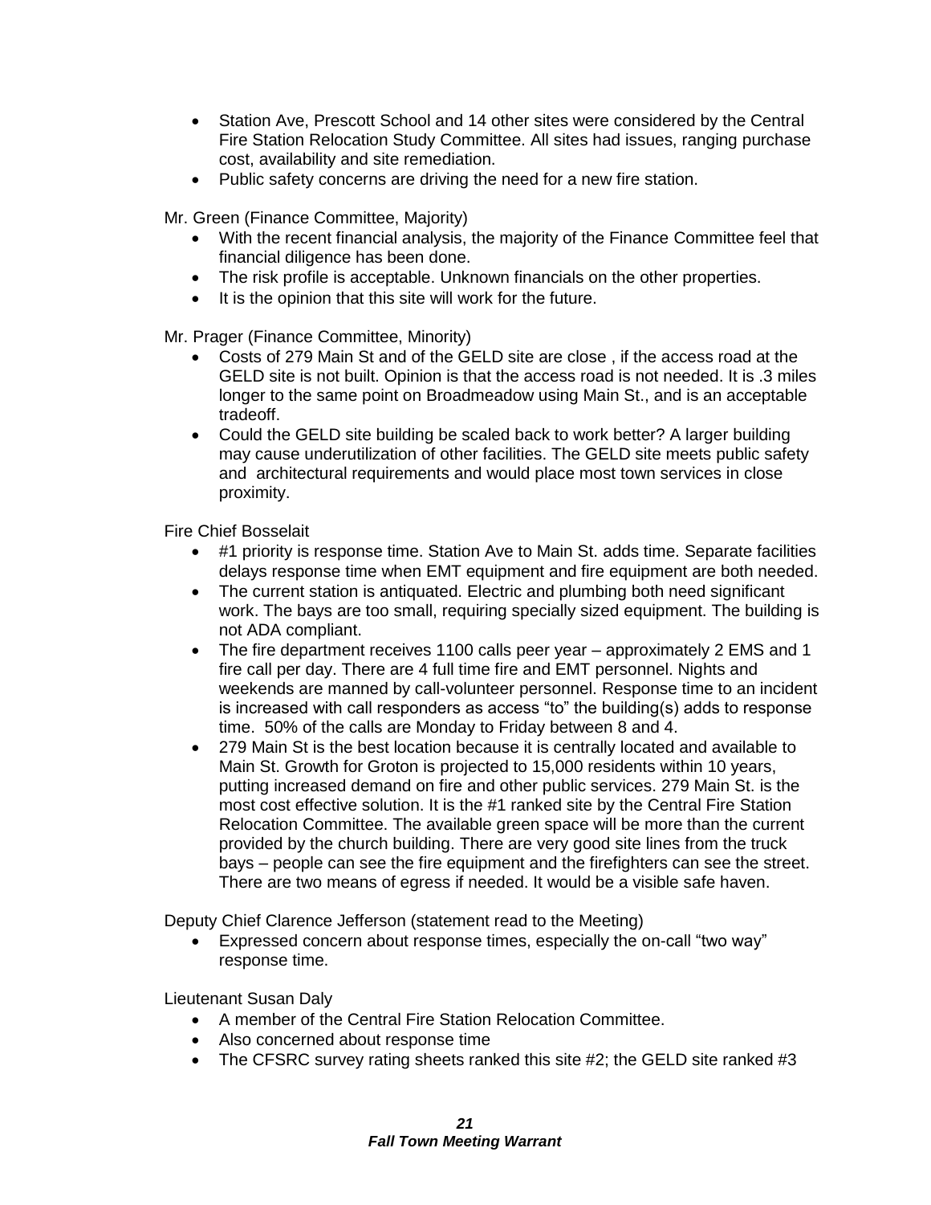- Station Ave, Prescott School and 14 other sites were considered by the Central Fire Station Relocation Study Committee. All sites had issues, ranging purchase cost, availability and site remediation.
- Public safety concerns are driving the need for a new fire station.

Mr. Green (Finance Committee, Majority)

- With the recent financial analysis, the majority of the Finance Committee feel that financial diligence has been done.
- The risk profile is acceptable. Unknown financials on the other properties.
- It is the opinion that this site will work for the future.

Mr. Prager (Finance Committee, Minority)

- Costs of 279 Main St and of the GELD site are close , if the access road at the GELD site is not built. Opinion is that the access road is not needed. It is .3 miles longer to the same point on Broadmeadow using Main St., and is an acceptable tradeoff.
- Could the GELD site building be scaled back to work better? A larger building may cause underutilization of other facilities. The GELD site meets public safety and architectural requirements and would place most town services in close proximity.

Fire Chief Bosselait

- #1 priority is response time. Station Ave to Main St. adds time. Separate facilities delays response time when EMT equipment and fire equipment are both needed.
- The current station is antiquated. Electric and plumbing both need significant work. The bays are too small, requiring specially sized equipment. The building is not ADA compliant.
- The fire department receives 1100 calls peer year – approximately 2 EMS and 1 fire call per day. There are 4 full time fire and EMT personnel. Nights and weekends are manned by call-volunteer personnel. Response time to an incident is increased with call responders as access "to" the building(s) adds to response time. 50% of the calls are Monday to Friday between 8 and 4.
- 279 Main St is the best location because it is centrally located and available to Main St. Growth for Groton is projected to 15,000 residents within 10 years, putting increased demand on fire and other public services. 279 Main St. is the most cost effective solution. It is the #1 ranked site by the Central Fire Station Relocation Committee. The available green space will be more than the current provided by the church building. There are very good site lines from the truck bays – people can see the fire equipment and the firefighters can see the street. There are two means of egress if needed. It would be a visible safe haven.

Deputy Chief Clarence Jefferson (statement read to the Meeting)

- Expressed concern about response times, especially the on-call "two way" response time.

Lieutenant Susan Daly

- A member of the Central Fire Station Relocation Committee.
- Also concerned about response time
- The CFSRC survey rating sheets ranked this site #2; the GELD site ranked #3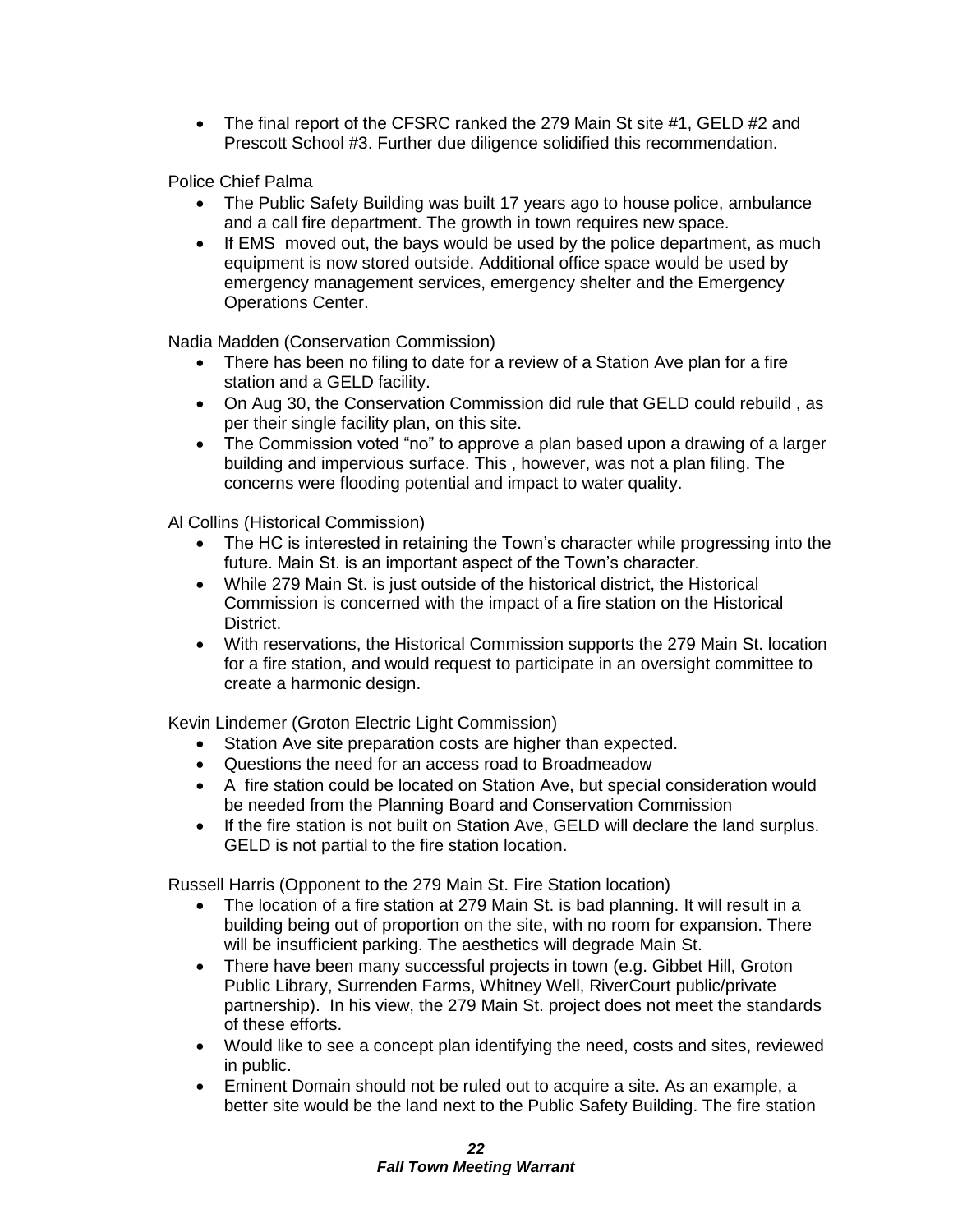- The final report of the CFSRC ranked the 279 Main St site #1, GELD #2 and Prescott School #3. Further due diligence solidified this recommendation.

Police Chief Palma

- The Public Safety Building was built 17 years ago to house police, ambulance and a call fire department. The growth in town requires new space.
- If EMS moved out, the bays would be used by the police department, as much equipment is now stored outside. Additional office space would be used by emergency management services, emergency shelter and the Emergency Operations Center.

Nadia Madden (Conservation Commission)

- There has been no filing to date for a review of a Station Ave plan for a fire station and a GELD facility.
- On Aug 30, the Conservation Commission did rule that GELD could rebuild , as per their single facility plan, on this site.
- The Commission voted "no" to approve a plan based upon a drawing of a larger building and impervious surface. This , however, was not a plan filing. The concerns were flooding potential and impact to water quality.

Al Collins (Historical Commission)

- The HC is interested in retaining the Town's character while progressing into the future. Main St. is an important aspect of the Town's character.
- While 279 Main St. is just outside of the historical district, the Historical Commission is concerned with the impact of a fire station on the Historical District.
- With reservations, the Historical Commission supports the 279 Main St. location for a fire station, and would request to participate in an oversight committee to create a harmonic design.

Kevin Lindemer (Groton Electric Light Commission)

- Station Ave site preparation costs are higher than expected.
- Questions the need for an access road to Broadmeadow
- A fire station could be located on Station Ave, but special consideration would be needed from the Planning Board and Conservation Commission
- If the fire station is not built on Station Ave, GELD will declare the land surplus. GELD is not partial to the fire station location.

Russell Harris (Opponent to the 279 Main St. Fire Station location)

- The location of a fire station at 279 Main St. is bad planning. It will result in a building being out of proportion on the site, with no room for expansion. There will be insufficient parking. The aesthetics will degrade Main St.
- There have been many successful projects in town (e.g. Gibbet Hill, Groton Public Library, Surrenden Farms, Whitney Well, RiverCourt public/private partnership). In his view, the 279 Main St. project does not meet the standards of these efforts.
- Would like to see a concept plan identifying the need, costs and sites, reviewed in public.
- Eminent Domain should not be ruled out to acquire a site. As an example, a better site would be the land next to the Public Safety Building. The fire station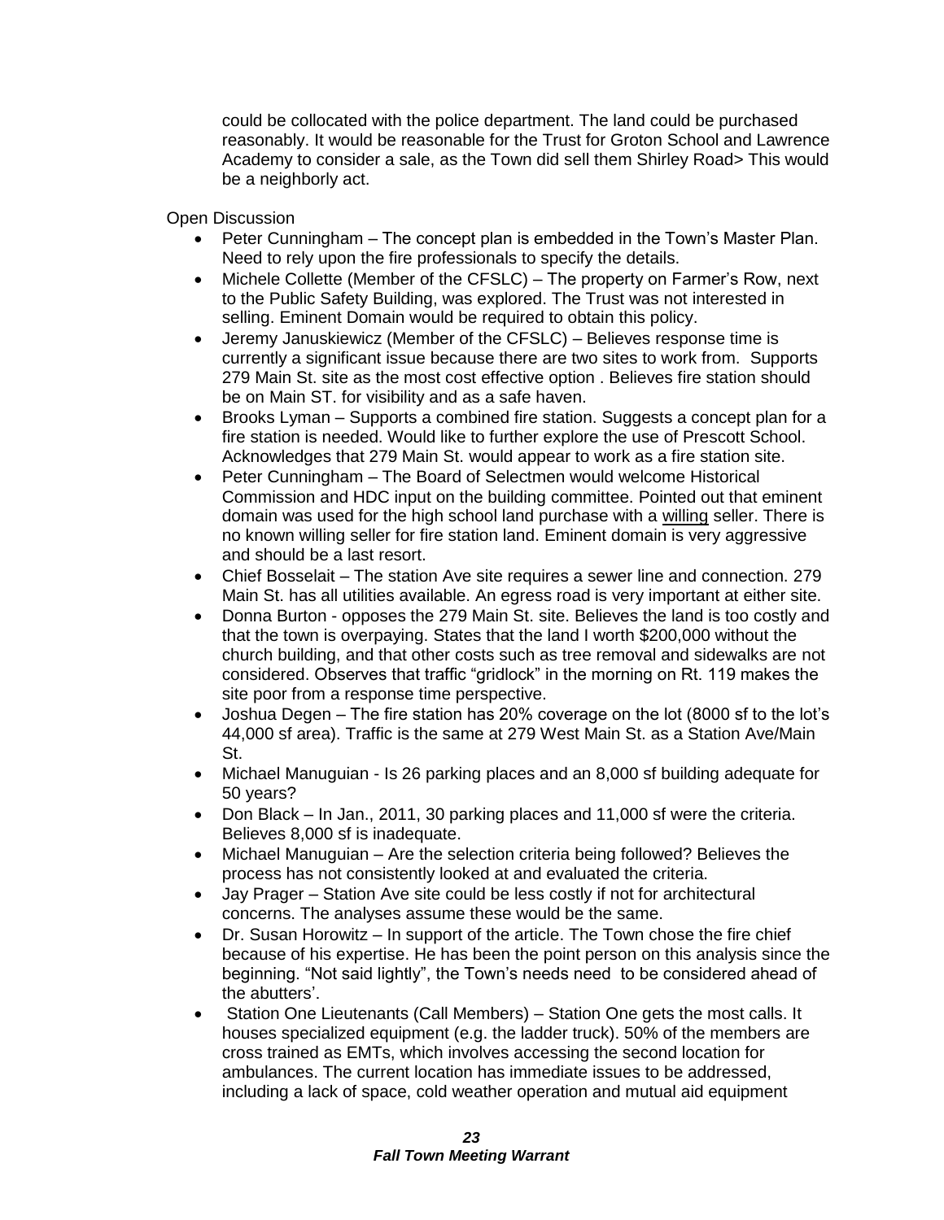could be collocated with the police department. The land could be purchased reasonably. It would be reasonable for the Trust for Groton School and Lawrence Academy to consider a sale, as the Town did sell them Shirley Road> This would be a neighborly act.

Open Discussion

- Peter Cunningham – The concept plan is embedded in the Town's Master Plan. Need to rely upon the fire professionals to specify the details.
- Michele Collette (Member of the CFSLC) – The property on Farmer's Row, next to the Public Safety Building, was explored. The Trust was not interested in selling. Eminent Domain would be required to obtain this policy.
- Jeremy Januskiewicz (Member of the CFSLC) – Believes response time is currently a significant issue because there are two sites to work from. Supports 279 Main St. site as the most cost effective option . Believes fire station should be on Main ST. for visibility and as a safe haven.
- Brooks Lyman – Supports a combined fire station. Suggests a concept plan for a fire station is needed. Would like to further explore the use of Prescott School. Acknowledges that 279 Main St. would appear to work as a fire station site.
- Peter Cunningham – The Board of Selectmen would welcome Historical Commission and HDC input on the building committee. Pointed out that eminent domain was used for the high school land purchase with a <u>willing</u> seller. There is no known willing seller for fire station land. Eminent domain is very aggressive and should be a last resort.
- Chief Bosselait – The station Ave site requires a sewer line and connection. 279 Main St. has all utilities available. An egress road is very important at either site.
- Donna Burton - opposes the 279 Main St. site. Believes the land is too costly and that the town is overpaying. States that the land I worth $200,000 without the church building, and that other costs such as tree removal and sidewalks are not considered. Observes that traffic "gridlock" in the morning on Rt. 119 makes the site poor from a response time perspective.
- Joshua Degen – The fire station has 20% coverage on the lot (8000 sf to the lot's 44,000 sf area). Traffic is the same at 279 West Main St. as a Station Ave/Main St.
- Michael Manuguian - Is 26 parking places and an 8,000 sf building adequate for 50 years?
- Don Black – In Jan., 2011, 30 parking places and 11,000 sf were the criteria. Believes 8,000 sf is inadequate.
- Michael Manuguian – Are the selection criteria being followed? Believes the process has not consistently looked at and evaluated the criteria.
- Jay Prager – Station Ave site could be less costly if not for architectural concerns. The analyses assume these would be the same.
- Dr. Susan Horowitz – In support of the article. The Town chose the fire chief because of his expertise. He has been the point person on this analysis since the beginning. "Not said lightly", the Town's needs need to be considered ahead of the abutters'.
- Station One Lieutenants (Call Members) – Station One gets the most calls. It houses specialized equipment (e.g. the ladder truck). 50% of the members are cross trained as EMTs, which involves accessing the second location for ambulances. The current location has immediate issues to be addressed, including a lack of space, cold weather operation and mutual aid equipment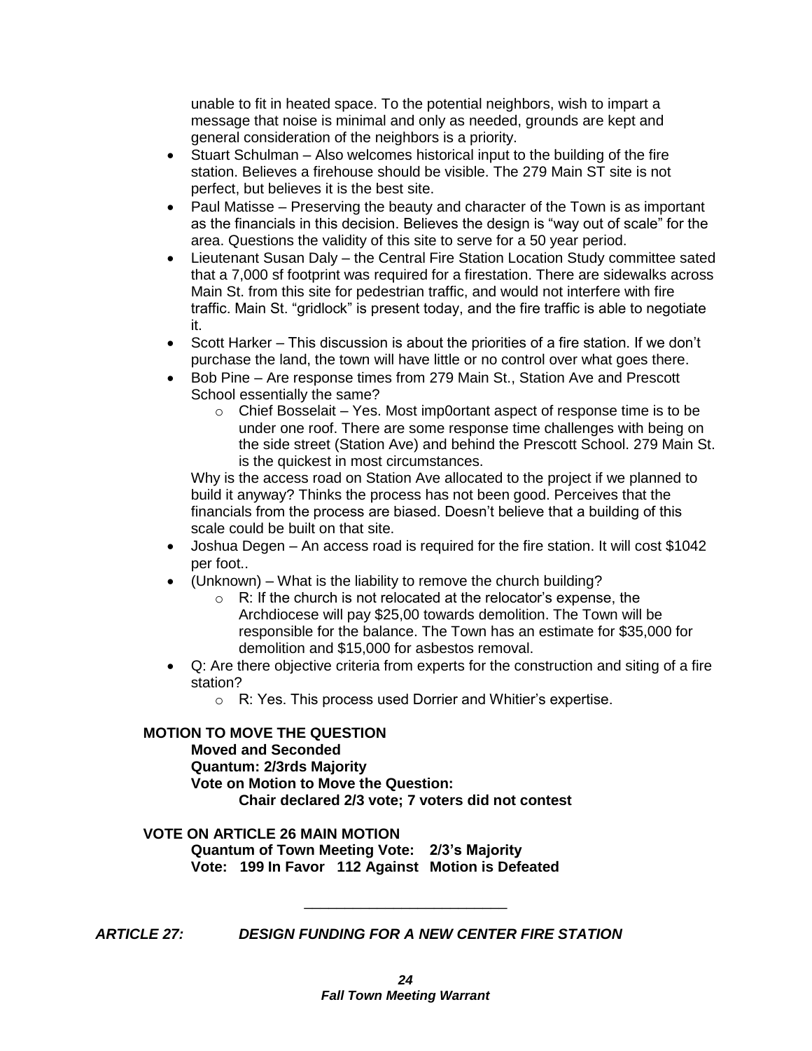unable to fit in heated space. To the potential neighbors, wish to impart a message that noise is minimal and only as needed, grounds are kept and general consideration of the neighbors is a priority.

- Stuart Schulman – Also welcomes historical input to the building of the fire station. Believes a firehouse should be visible. The 279 Main ST site is not perfect, but believes it is the best site.
- Paul Matisse – Preserving the beauty and character of the Town is as important as the financials in this decision. Believes the design is "way out of scale" for the area. Questions the validity of this site to serve for a 50 year period.
- Lieutenant Susan Daly – the Central Fire Station Location Study committee sated that a 7,000 sf footprint was required for a firestation. There are sidewalks across Main St. from this site for pedestrian traffic, and would not interfere with fire traffic. Main St. "gridlock" is present today, and the fire traffic is able to negotiate it.
- Scott Harker – This discussion is about the priorities of a fire station. If we don't purchase the land, the town will have little or no control over what goes there.
- Bob Pine – Are response times from 279 Main St., Station Ave and Prescott School essentially the same?
  - Chief Bosselait – Yes. Most imp0ortant aspect of response time is to be under one roof. There are some response time challenges with being on the side street (Station Ave) and behind the Prescott School. 279 Main St. is the quickest in most circumstances.

  Why is the access road on Station Ave allocated to the project if we planned to build it anyway? Thinks the process has not been good. Perceives that the financials from the process are biased. Doesn't believe that a building of this scale could be built on that site.
- Joshua Degen – An access road is required for the fire station. It will cost $1042 per foot..
- (Unknown) – What is the liability to remove the church building?
  - R: If the church is not relocated at the relocator's expense, the Archdiocese will pay $25,00 towards demolition. The Town will be responsible for the balance. The Town has an estimate for $35,000 for demolition and $15,000 for asbestos removal.
- Q: Are there objective criteria from experts for the construction and siting of a fire station?
  - R: Yes. This process used Dorrier and Whitier's expertise.

**MOTION TO MOVE THE QUESTION**

**Moved and Seconded**
**Quantum: 2/3rds Majority**
**Vote on Motion to Move the Question:**
**Chair declared 2/3 vote; 7 voters did not contest**

**VOTE ON ARTICLE 26 MAIN MOTION**

**Quantum of Town Meeting Vote: 2/3's Majority**
**Vote: 199 In Favor 112 Against Motion is Defeated**

---

***ARTICLE 27: DESIGN FUNDING FOR A NEW CENTER FIRE STATION***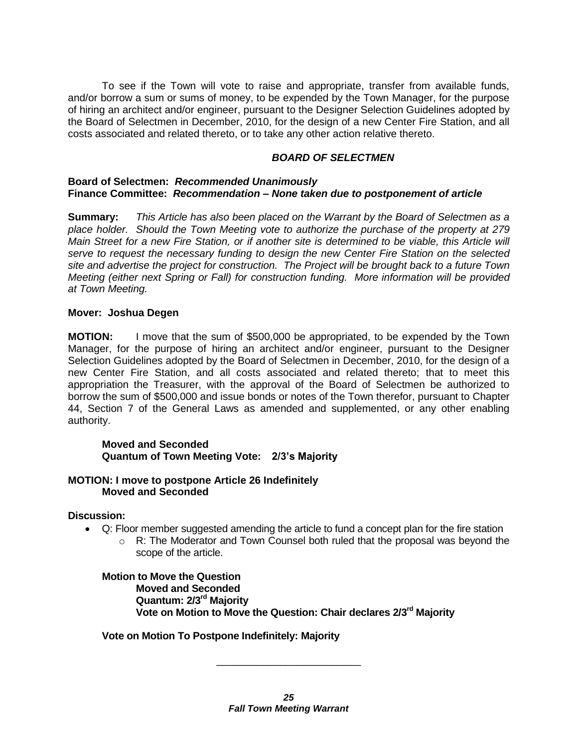To see if the Town will vote to raise and appropriate, transfer from available funds, and/or borrow a sum or sums of money, to be expended by the Town Manager, for the purpose of hiring an architect and/or engineer, pursuant to the Designer Selection Guidelines adopted by the Board of Selectmen in December, 2010, for the design of a new Center Fire Station, and all costs associated and related thereto, or to take any other action relative thereto.

***BOARD OF SELECTMEN***

**Board of Selectmen:** ***Recommended Unanimously***
**Finance Committee:** ***Recommendation – None taken due to postponement of article***

**Summary:** *This Article has also been placed on the Warrant by the Board of Selectmen as a place holder. Should the Town Meeting vote to authorize the purchase of the property at 279 Main Street for a new Fire Station, or if another site is determined to be viable, this Article will serve to request the necessary funding to design the new Center Fire Station on the selected site and advertise the project for construction. The Project will be brought back to a future Town Meeting (either next Spring or Fall) for construction funding. More information will be provided at Town Meeting.*

**Mover: Joshua Degen**

**MOTION:** I move that the sum of $500,000 be appropriated, to be expended by the Town Manager, for the purpose of hiring an architect and/or engineer, pursuant to the Designer Selection Guidelines adopted by the Board of Selectmen in December, 2010, for the design of a new Center Fire Station, and all costs associated and related thereto; that to meet this appropriation the Treasurer, with the approval of the Board of Selectmen be authorized to borrow the sum of $500,000 and issue bonds or notes of the Town therefor, pursuant to Chapter 44, Section 7 of the General Laws as amended and supplemented, or any other enabling authority.

**Moved and Seconded**
**Quantum of Town Meeting Vote: 2/3's Majority**

**MOTION: I move to postpone Article 26 Indefinitely**
**Moved and Seconded**

**Discussion:**

- Q: Floor member suggested amending the article to fund a concept plan for the fire station
  - R: The Moderator and Town Counsel both ruled that the proposal was beyond the scope of the article.

**Motion to Move the Question**
**Moved and Seconded**
**Quantum: 2/3rd Majority**
**Vote on Motion to Move the Question: Chair declares 2/3rd Majority**

**Vote on Motion To Postpone Indefinitely: Majority**

---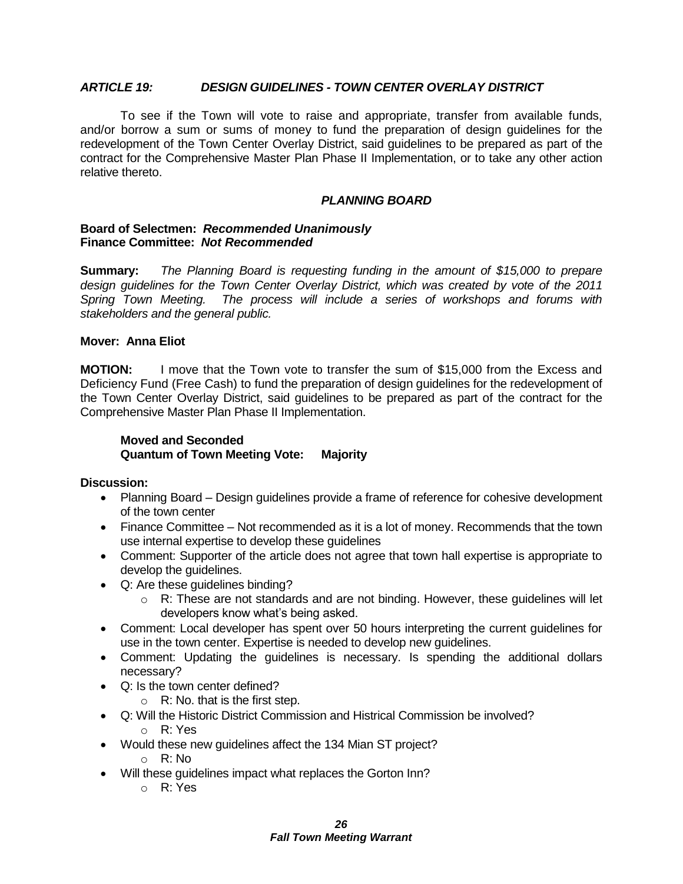### *ARTICLE 19: DESIGN GUIDELINES - TOWN CENTER OVERLAY DISTRICT*

To see if the Town will vote to raise and appropriate, transfer from available funds, and/or borrow a sum or sums of money to fund the preparation of design guidelines for the redevelopment of the Town Center Overlay District, said guidelines to be prepared as part of the contract for the Comprehensive Master Plan Phase II Implementation, or to take any other action relative thereto.

***PLANNING BOARD***

**Board of Selectmen:** ***Recommended Unanimously***
**Finance Committee:** ***Not Recommended***

**Summary:** *The Planning Board is requesting funding in the amount of $15,000 to prepare design guidelines for the Town Center Overlay District, which was created by vote of the 2011 Spring Town Meeting. The process will include a series of workshops and forums with stakeholders and the general public.*

**Mover: Anna Eliot**

**MOTION:** I move that the Town vote to transfer the sum of $15,000 from the Excess and Deficiency Fund (Free Cash) to fund the preparation of design guidelines for the redevelopment of the Town Center Overlay District, said guidelines to be prepared as part of the contract for the Comprehensive Master Plan Phase II Implementation.

**Moved and Seconded**
**Quantum of Town Meeting Vote: Majority**

**Discussion:**

- Planning Board – Design guidelines provide a frame of reference for cohesive development of the town center
- Finance Committee – Not recommended as it is a lot of money. Recommends that the town use internal expertise to develop these guidelines
- Comment: Supporter of the article does not agree that town hall expertise is appropriate to develop the guidelines.
- Q: Are these guidelines binding?
  - R: These are not standards and are not binding. However, these guidelines will let developers know what's being asked.
- Comment: Local developer has spent over 50 hours interpreting the current guidelines for use in the town center. Expertise is needed to develop new guidelines.
- Comment: Updating the guidelines is necessary. Is spending the additional dollars necessary?
- Q: Is the town center defined?
  - R: No. that is the first step.
- Q: Will the Historic District Commission and Histrical Commission be involved?
  - R: Yes
- Would these new guidelines affect the 134 Mian ST project?
  - R: No
- Will these guidelines impact what replaces the Gorton Inn?
  - R: Yes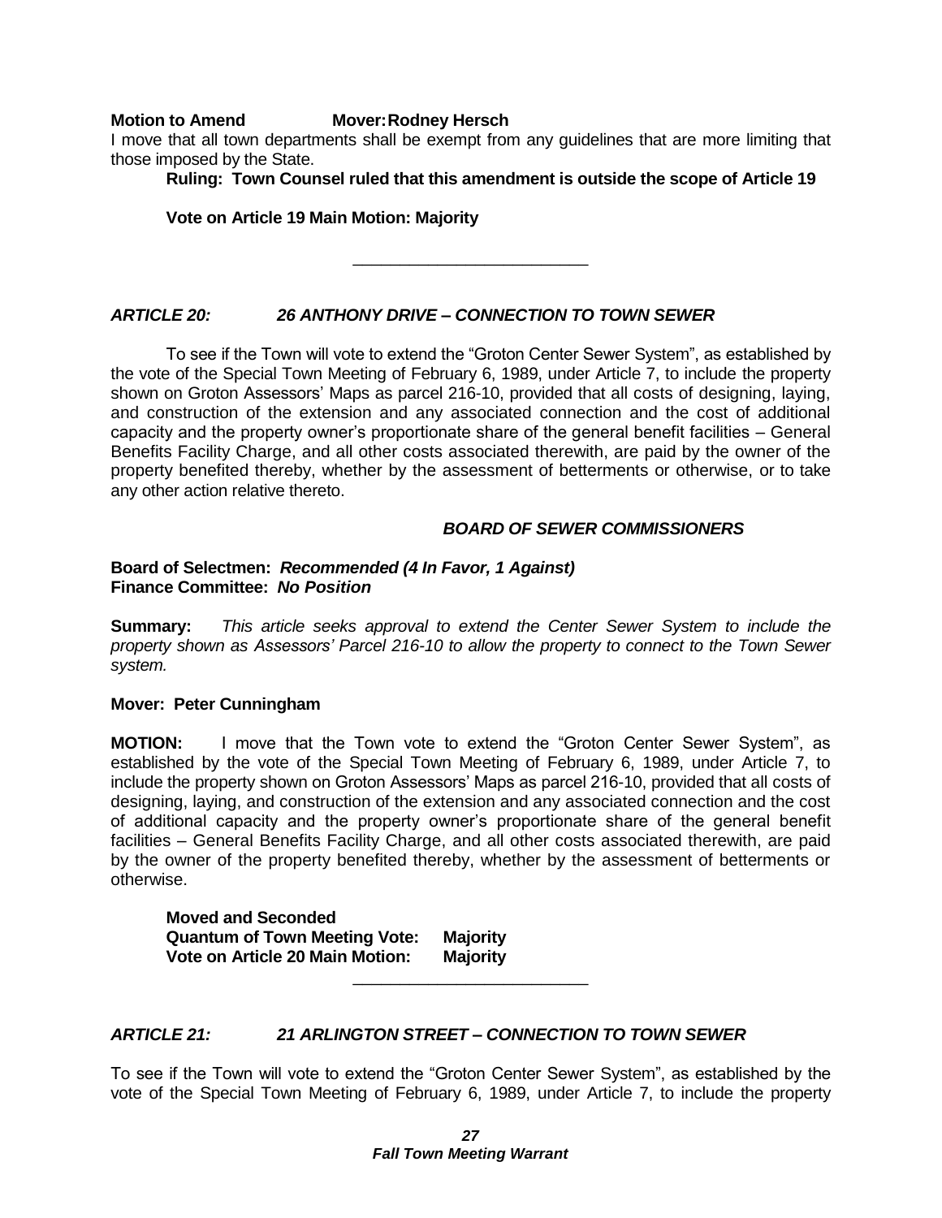**Motion to Amend Mover: Rodney Hersch**

I move that all town departments shall be exempt from any guidelines that are more limiting that those imposed by the State.

**Ruling: Town Counsel ruled that this amendment is outside the scope of Article 19**

**Vote on Article 19 Main Motion: Majority**

---

### *ARTICLE 20: 26 ANTHONY DRIVE – CONNECTION TO TOWN SEWER*

To see if the Town will vote to extend the "Groton Center Sewer System", as established by the vote of the Special Town Meeting of February 6, 1989, under Article 7, to include the property shown on Groton Assessors' Maps as parcel 216-10, provided that all costs of designing, laying, and construction of the extension and any associated connection and the cost of additional capacity and the property owner's proportionate share of the general benefit facilities – General Benefits Facility Charge, and all other costs associated therewith, are paid by the owner of the property benefited thereby, whether by the assessment of betterments or otherwise, or to take any other action relative thereto.

***BOARD OF SEWER COMMISSIONERS***

**Board of Selectmen:** ***Recommended (4 In Favor, 1 Against)***
**Finance Committee:** ***No Position***

**Summary:** *This article seeks approval to extend the Center Sewer System to include the property shown as Assessors' Parcel 216-10 to allow the property to connect to the Town Sewer system.*

**Mover: Peter Cunningham**

**MOTION:** I move that the Town vote to extend the "Groton Center Sewer System", as established by the vote of the Special Town Meeting of February 6, 1989, under Article 7, to include the property shown on Groton Assessors' Maps as parcel 216-10, provided that all costs of designing, laying, and construction of the extension and any associated connection and the cost of additional capacity and the property owner's proportionate share of the general benefit facilities – General Benefits Facility Charge, and all other costs associated therewith, are paid by the owner of the property benefited thereby, whether by the assessment of betterments or otherwise.

**Moved and Seconded**
**Quantum of Town Meeting Vote: Majority**
**Vote on Article 20 Main Motion: Majority**

---

### *ARTICLE 21: 21 ARLINGTON STREET – CONNECTION TO TOWN SEWER*

To see if the Town will vote to extend the "Groton Center Sewer System", as established by the vote of the Special Town Meeting of February 6, 1989, under Article 7, to include the property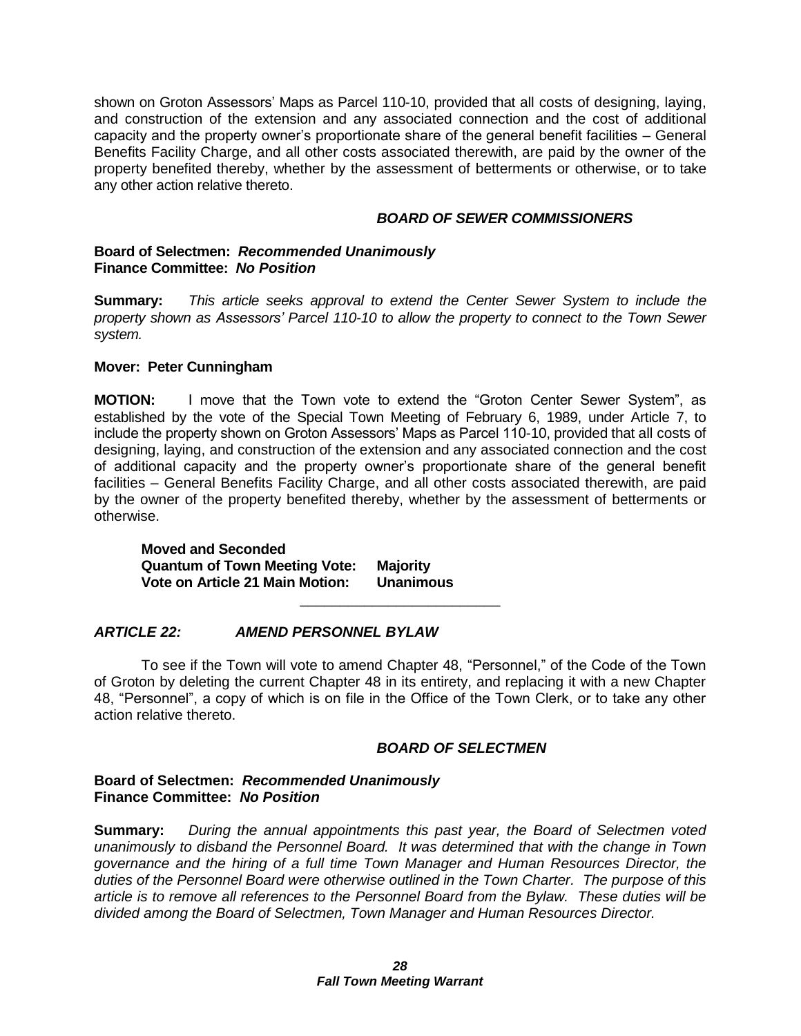shown on Groton Assessors' Maps as Parcel 110-10, provided that all costs of designing, laying, and construction of the extension and any associated connection and the cost of additional capacity and the property owner's proportionate share of the general benefit facilities – General Benefits Facility Charge, and all other costs associated therewith, are paid by the owner of the property benefited thereby, whether by the assessment of betterments or otherwise, or to take any other action relative thereto.

***BOARD OF SEWER COMMISSIONERS***

**Board of Selectmen: *Recommended Unanimously***
**Finance Committee: *No Position***

**Summary:** *This article seeks approval to extend the Center Sewer System to include the property shown as Assessors' Parcel 110-10 to allow the property to connect to the Town Sewer system.*

**Mover: Peter Cunningham**

**MOTION:** I move that the Town vote to extend the "Groton Center Sewer System", as established by the vote of the Special Town Meeting of February 6, 1989, under Article 7, to include the property shown on Groton Assessors' Maps as Parcel 110-10, provided that all costs of designing, laying, and construction of the extension and any associated connection and the cost of additional capacity and the property owner's proportionate share of the general benefit facilities – General Benefits Facility Charge, and all other costs associated therewith, are paid by the owner of the property benefited thereby, whether by the assessment of betterments or otherwise.

**Moved and Seconded**
**Quantum of Town Meeting Vote: Majority**
**Vote on Article 21 Main Motion: Unanimous**

---

## *ARTICLE 22: AMEND PERSONNEL BYLAW*

To see if the Town will vote to amend Chapter 48, "Personnel," of the Code of the Town of Groton by deleting the current Chapter 48 in its entirety, and replacing it with a new Chapter 48, "Personnel", a copy of which is on file in the Office of the Town Clerk, or to take any other action relative thereto.

***BOARD OF SELECTMEN***

**Board of Selectmen: *Recommended Unanimously***
**Finance Committee: *No Position***

**Summary:** *During the annual appointments this past year, the Board of Selectmen voted unanimously to disband the Personnel Board. It was determined that with the change in Town governance and the hiring of a full time Town Manager and Human Resources Director, the duties of the Personnel Board were otherwise outlined in the Town Charter. The purpose of this article is to remove all references to the Personnel Board from the Bylaw. These duties will be divided among the Board of Selectmen, Town Manager and Human Resources Director.*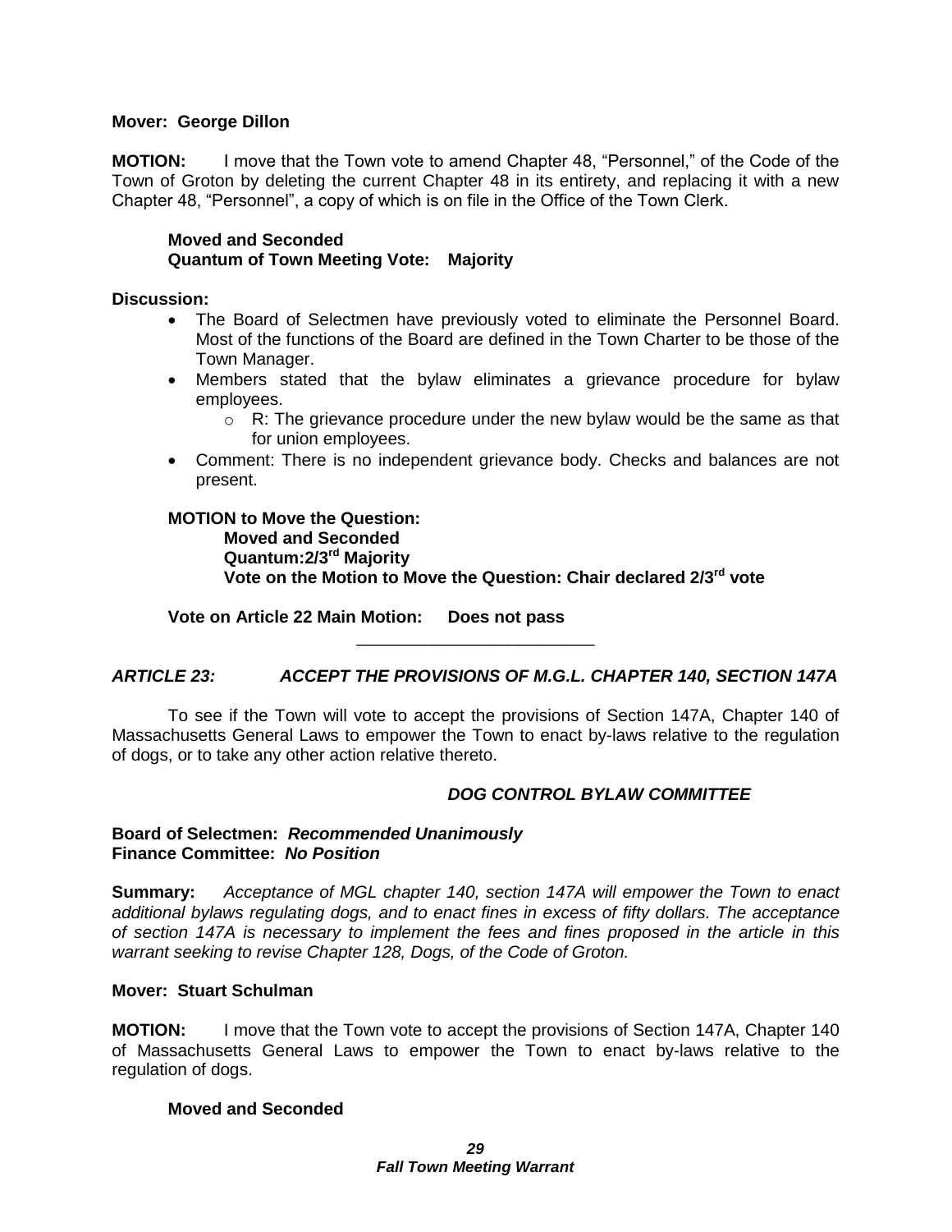**Mover: George Dillon**

**MOTION:** I move that the Town vote to amend Chapter 48, "Personnel," of the Code of the Town of Groton by deleting the current Chapter 48 in its entirety, and replacing it with a new Chapter 48, "Personnel", a copy of which is on file in the Office of the Town Clerk.

**Moved and Seconded**
**Quantum of Town Meeting Vote: Majority**

**Discussion:**

- The Board of Selectmen have previously voted to eliminate the Personnel Board. Most of the functions of the Board are defined in the Town Charter to be those of the Town Manager.
- Members stated that the bylaw eliminates a grievance procedure for bylaw employees.
  - R: The grievance procedure under the new bylaw would be the same as that for union employees.
- Comment: There is no independent grievance body. Checks and balances are not present.

**MOTION to Move the Question:**
**Moved and Seconded**
**Quantum:2/3rd Majority**
**Vote on the Motion to Move the Question: Chair declared 2/3rd vote**

**Vote on Article 22 Main Motion: Does not pass**

---

***ARTICLE 23: ACCEPT THE PROVISIONS OF M.G.L. CHAPTER 140, SECTION 147A***

To see if the Town will vote to accept the provisions of Section 147A, Chapter 140 of Massachusetts General Laws to empower the Town to enact by-laws relative to the regulation of dogs, or to take any other action relative thereto.

***DOG CONTROL BYLAW COMMITTEE***

**Board of Selectmen:** ***Recommended Unanimously***
**Finance Committee:** ***No Position***

**Summary:** *Acceptance of MGL chapter 140, section 147A will empower the Town to enact additional bylaws regulating dogs, and to enact fines in excess of fifty dollars. The acceptance of section 147A is necessary to implement the fees and fines proposed in the article in this warrant seeking to revise Chapter 128, Dogs, of the Code of Groton.*

**Mover: Stuart Schulman**

**MOTION:** I move that the Town vote to accept the provisions of Section 147A, Chapter 140 of Massachusetts General Laws to empower the Town to enact by-laws relative to the regulation of dogs.

**Moved and Seconded**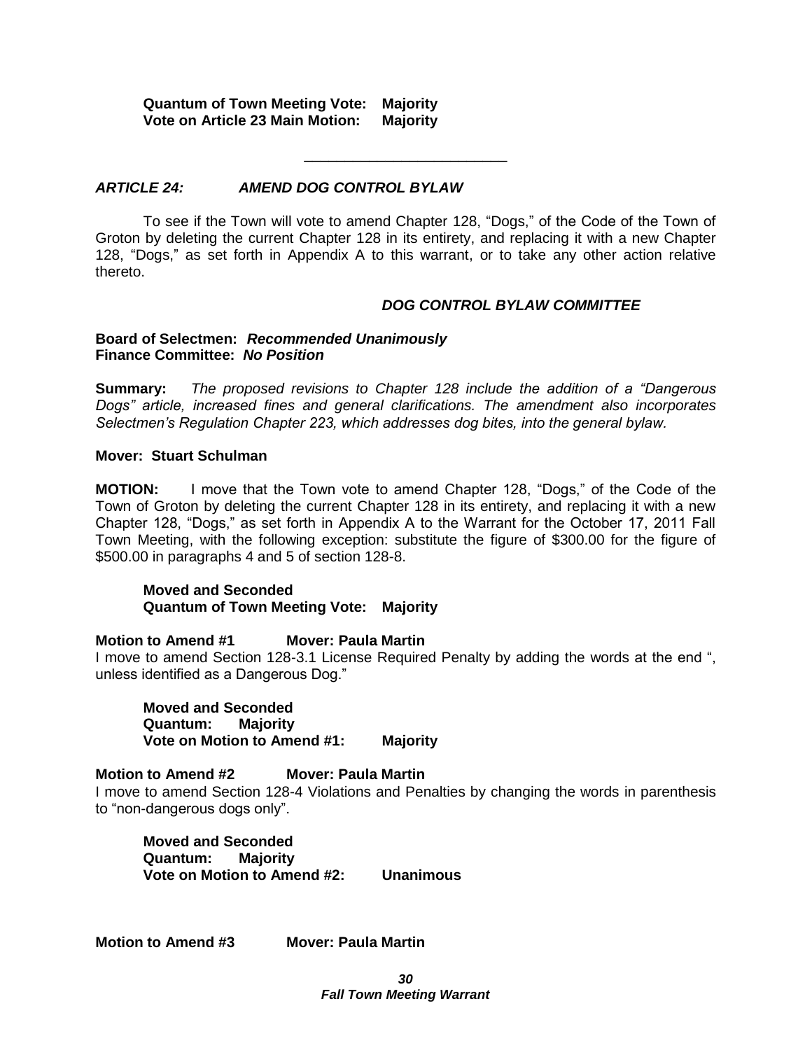**Quantum of Town Meeting Vote: Majority**
**Vote on Article 23 Main Motion: Majority**

---

### *ARTICLE 24: AMEND DOG CONTROL BYLAW*

To see if the Town will vote to amend Chapter 128, "Dogs," of the Code of the Town of Groton by deleting the current Chapter 128 in its entirety, and replacing it with a new Chapter 128, "Dogs," as set forth in Appendix A to this warrant, or to take any other action relative thereto.

***DOG CONTROL BYLAW COMMITTEE***

**Board of Selectmen:** ***Recommended Unanimously***
**Finance Committee:** ***No Position***

**Summary:** *The proposed revisions to Chapter 128 include the addition of a "Dangerous Dogs" article, increased fines and general clarifications. The amendment also incorporates Selectmen's Regulation Chapter 223, which addresses dog bites, into the general bylaw.*

**Mover: Stuart Schulman**

**MOTION:** I move that the Town vote to amend Chapter 128, "Dogs," of the Code of the Town of Groton by deleting the current Chapter 128 in its entirety, and replacing it with a new Chapter 128, "Dogs," as set forth in Appendix A to the Warrant for the October 17, 2011 Fall Town Meeting, with the following exception: substitute the figure of $300.00 for the figure of $500.00 in paragraphs 4 and 5 of section 128-8.

**Moved and Seconded**
**Quantum of Town Meeting Vote: Majority**

**Motion to Amend #1 Mover: Paula Martin**
I move to amend Section 128-3.1 License Required Penalty by adding the words at the end ", unless identified as a Dangerous Dog."

**Moved and Seconded**
**Quantum: Majority**
**Vote on Motion to Amend #1: Majority**

**Motion to Amend #2 Mover: Paula Martin**
I move to amend Section 128-4 Violations and Penalties by changing the words in parenthesis to "non-dangerous dogs only".

**Moved and Seconded**
**Quantum: Majority**
**Vote on Motion to Amend #2: Unanimous**

**Motion to Amend #3 Mover: Paula Martin**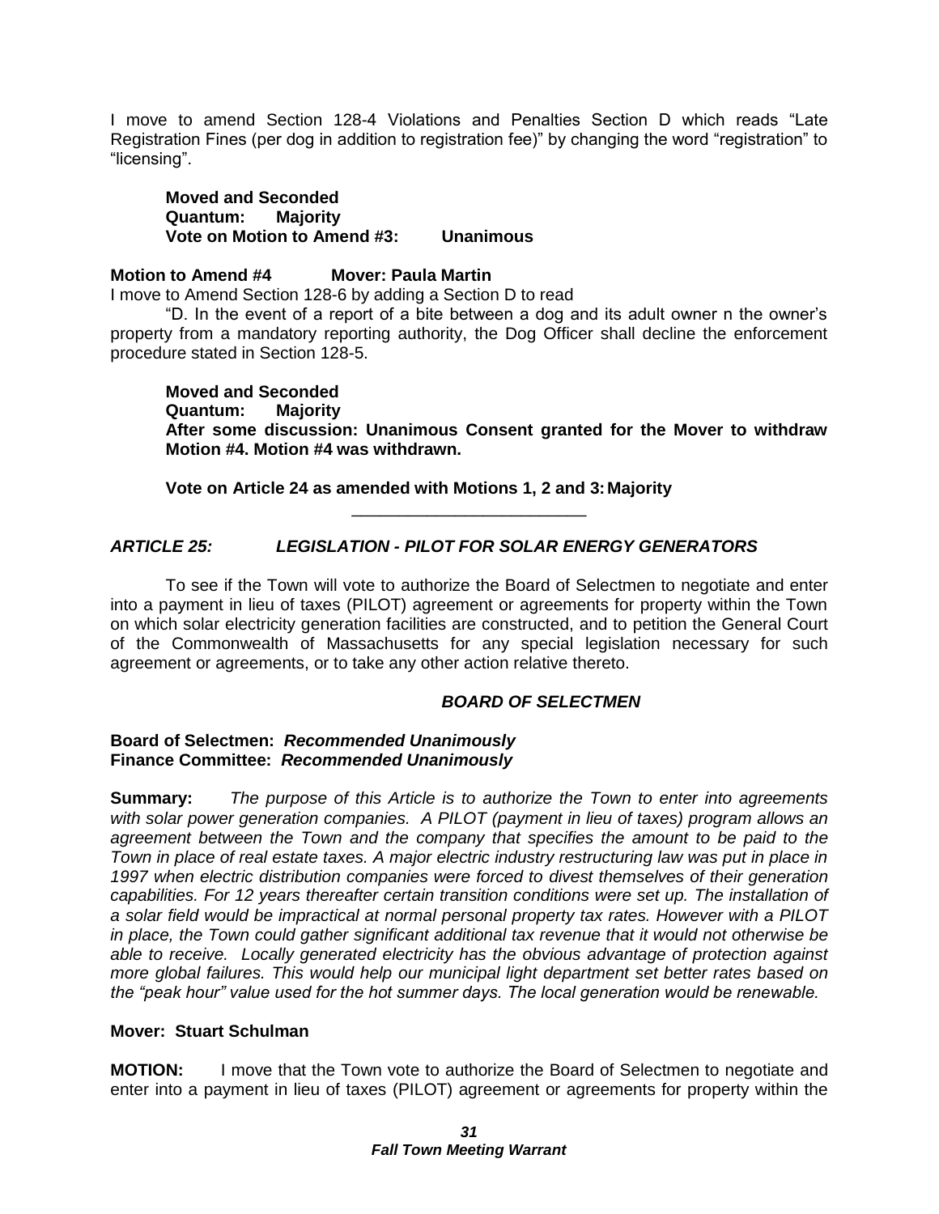I move to amend Section 128-4 Violations and Penalties Section D which reads "Late Registration Fines (per dog in addition to registration fee)" by changing the word "registration" to "licensing".

**Moved and Seconded**
**Quantum: Majority**
**Vote on Motion to Amend #3: Unanimous**

**Motion to Amend #4 Mover: Paula Martin**

I move to Amend Section 128-6 by adding a Section D to read

"D. In the event of a report of a bite between a dog and its adult owner n the owner's property from a mandatory reporting authority, the Dog Officer shall decline the enforcement procedure stated in Section 128-5.

**Moved and Seconded**
**Quantum: Majority**
**After some discussion: Unanimous Consent granted for the Mover to withdraw Motion #4. Motion #4 was withdrawn.**

**Vote on Article 24 as amended with Motions 1, 2 and 3: Majority**

---

### *ARTICLE 25: LEGISLATION - PILOT FOR SOLAR ENERGY GENERATORS*

To see if the Town will vote to authorize the Board of Selectmen to negotiate and enter into a payment in lieu of taxes (PILOT) agreement or agreements for property within the Town on which solar electricity generation facilities are constructed, and to petition the General Court of the Commonwealth of Massachusetts for any special legislation necessary for such agreement or agreements, or to take any other action relative thereto.

***BOARD OF SELECTMEN***

**Board of Selectmen: *Recommended Unanimously***
**Finance Committee: *Recommended Unanimously***

**Summary:** *The purpose of this Article is to authorize the Town to enter into agreements with solar power generation companies. A PILOT (payment in lieu of taxes) program allows an agreement between the Town and the company that specifies the amount to be paid to the Town in place of real estate taxes. A major electric industry restructuring law was put in place in 1997 when electric distribution companies were forced to divest themselves of their generation capabilities. For 12 years thereafter certain transition conditions were set up. The installation of a solar field would be impractical at normal personal property tax rates. However with a PILOT in place, the Town could gather significant additional tax revenue that it would not otherwise be able to receive. Locally generated electricity has the obvious advantage of protection against more global failures. This would help our municipal light department set better rates based on the "peak hour" value used for the hot summer days. The local generation would be renewable.*

**Mover: Stuart Schulman**

**MOTION:** I move that the Town vote to authorize the Board of Selectmen to negotiate and enter into a payment in lieu of taxes (PILOT) agreement or agreements for property within the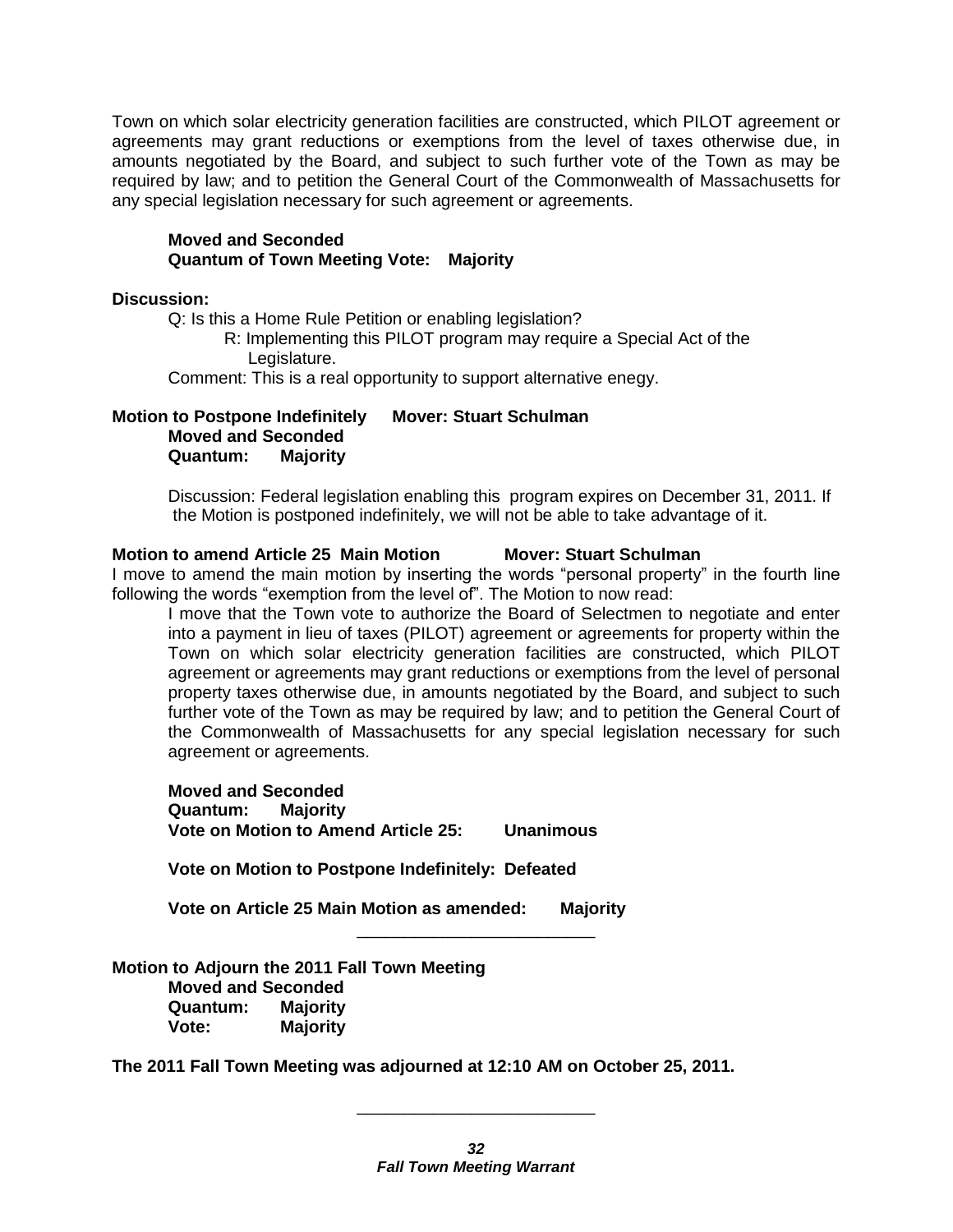Town on which solar electricity generation facilities are constructed, which PILOT agreement or agreements may grant reductions or exemptions from the level of taxes otherwise due, in amounts negotiated by the Board, and subject to such further vote of the Town as may be required by law; and to petition the General Court of the Commonwealth of Massachusetts for any special legislation necessary for such agreement or agreements.

**Moved and Seconded**
**Quantum of Town Meeting Vote: Majority**

**Discussion:**

Q: Is this a Home Rule Petition or enabling legislation?

R: Implementing this PILOT program may require a Special Act of the Legislature.

Comment: This is a real opportunity to support alternative enegy.

**Motion to Postpone Indefinitely Mover: Stuart Schulman**
**Moved and Seconded**
**Quantum: Majority**

Discussion: Federal legislation enabling this program expires on December 31, 2011. If the Motion is postponed indefinitely, we will not be able to take advantage of it.

**Motion to amend Article 25 Main Motion Mover: Stuart Schulman**

I move to amend the main motion by inserting the words "personal property" in the fourth line following the words "exemption from the level of". The Motion to now read:

I move that the Town vote to authorize the Board of Selectmen to negotiate and enter into a payment in lieu of taxes (PILOT) agreement or agreements for property within the Town on which solar electricity generation facilities are constructed, which PILOT agreement or agreements may grant reductions or exemptions from the level of personal property taxes otherwise due, in amounts negotiated by the Board, and subject to such further vote of the Town as may be required by law; and to petition the General Court of the Commonwealth of Massachusetts for any special legislation necessary for such agreement or agreements.

**Moved and Seconded**
**Quantum: Majority**
**Vote on Motion to Amend Article 25: Unanimous**

**Vote on Motion to Postpone Indefinitely: Defeated**

**Vote on Article 25 Main Motion as amended: Majority**

---

**Motion to Adjourn the 2011 Fall Town Meeting**
**Moved and Seconded**
**Quantum: Majority**
**Vote: Majority**

**The 2011 Fall Town Meeting was adjourned at 12:10 AM on October 25, 2011.**

---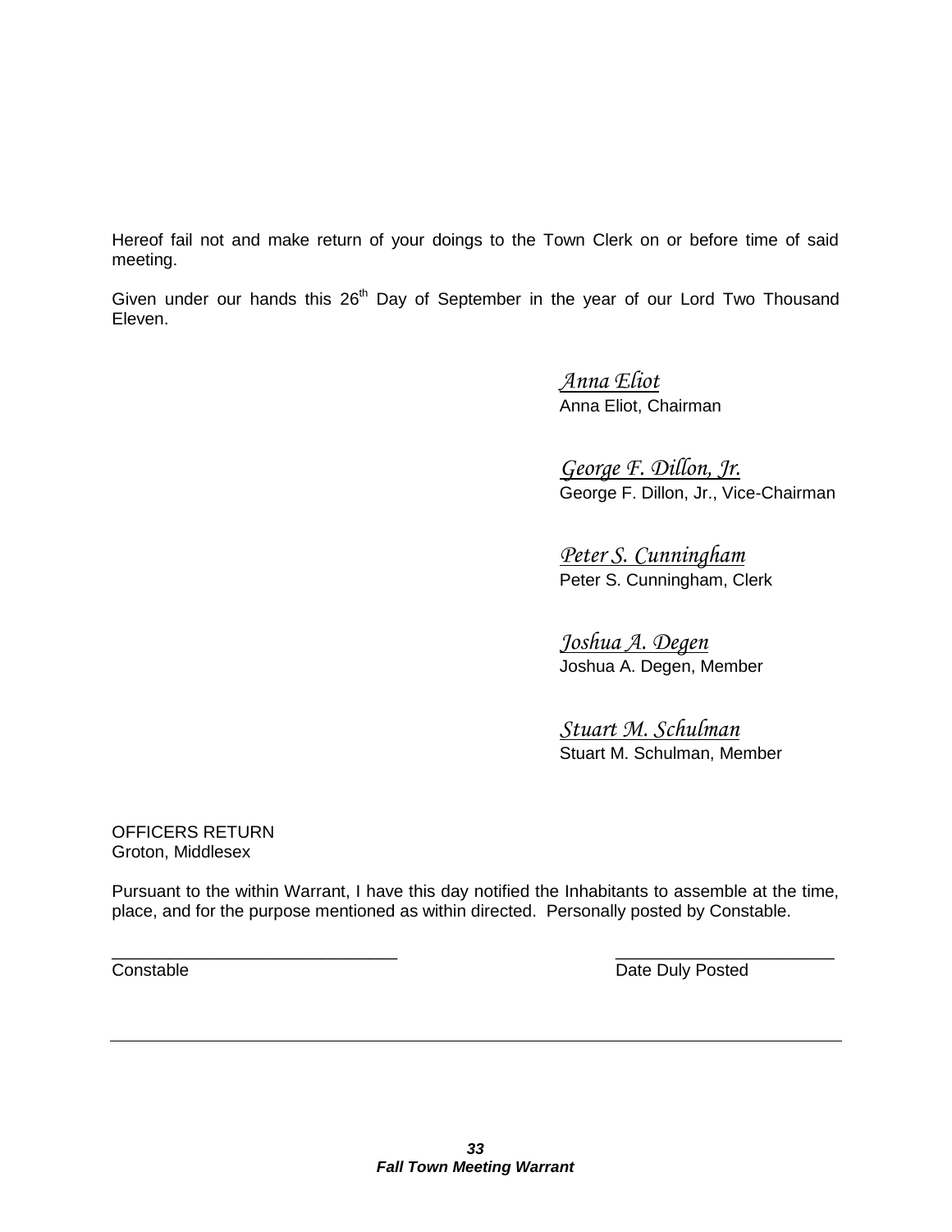Hereof fail not and make return of your doings to the Town Clerk on or before time of said meeting.

Given under our hands this 26th Day of September in the year of our Lord Two Thousand Eleven.

*Anna Eliot*
Anna Eliot, Chairman

*George F. Dillon, Jr.*
George F. Dillon, Jr., Vice-Chairman

*Peter S. Cunningham*
Peter S. Cunningham, Clerk

*Joshua A. Degen*
Joshua A. Degen, Member

*Stuart M. Schulman*
Stuart M. Schulman, Member

OFFICERS RETURN
Groton, Middlesex

Pursuant to the within Warrant, I have this day notified the Inhabitants to assemble at the time, place, and for the purpose mentioned as within directed. Personally posted by Constable.

_______________________________ _______________________

Constable Date Duly Posted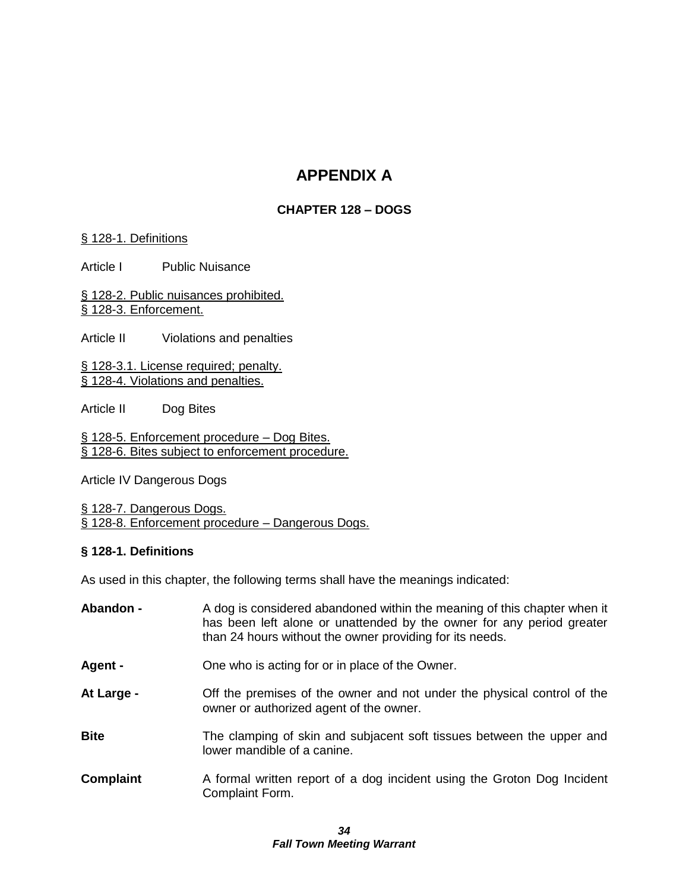# APPENDIX A

## CHAPTER 128 – DOGS

§ 128-1. Definitions

Article I Public Nuisance

§ 128-2. Public nuisances prohibited.
§ 128-3. Enforcement.

Article II Violations and penalties

§ 128-3.1. License required; penalty.
§ 128-4. Violations and penalties.

Article II Dog Bites

§ 128-5. Enforcement procedure – Dog Bites.
§ 128-6. Bites subject to enforcement procedure.

Article IV Dangerous Dogs

§ 128-7. Dangerous Dogs.
§ 128-8. Enforcement procedure – Dangerous Dogs.

### § 128-1. Definitions

As used in this chapter, the following terms shall have the meanings indicated:

**Abandon -** A dog is considered abandoned within the meaning of this chapter when it has been left alone or unattended by the owner for any period greater than 24 hours without the owner providing for its needs.

**Agent -** One who is acting for or in place of the Owner.

**At Large -** Off the premises of the owner and not under the physical control of the owner or authorized agent of the owner.

**Bite** The clamping of skin and subjacent soft tissues between the upper and lower mandible of a canine.

**Complaint** A formal written report of a dog incident using the Groton Dog Incident Complaint Form.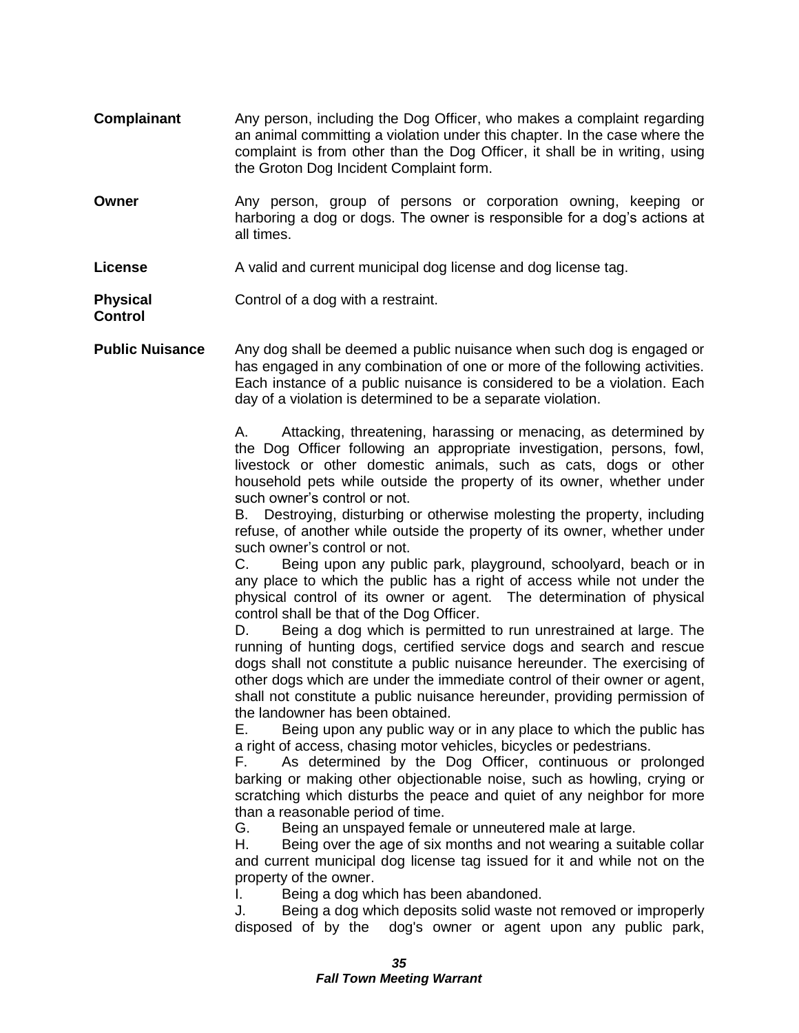**Complainant** Any person, including the Dog Officer, who makes a complaint regarding an animal committing a violation under this chapter. In the case where the complaint is from other than the Dog Officer, it shall be in writing, using the Groton Dog Incident Complaint form.

**Owner** Any person, group of persons or corporation owning, keeping or harboring a dog or dogs. The owner is responsible for a dog's actions at all times.

**License** A valid and current municipal dog license and dog license tag.

**Physical Control** Control of a dog with a restraint.

**Public Nuisance** Any dog shall be deemed a public nuisance when such dog is engaged or has engaged in any combination of one or more of the following activities. Each instance of a public nuisance is considered to be a violation. Each day of a violation is determined to be a separate violation.

A. Attacking, threatening, harassing or menacing, as determined by the Dog Officer following an appropriate investigation, persons, fowl, livestock or other domestic animals, such as cats, dogs or other household pets while outside the property of its owner, whether under such owner's control or not.
B. Destroying, disturbing or otherwise molesting the property, including refuse, of another while outside the property of its owner, whether under such owner's control or not.
C. Being upon any public park, playground, schoolyard, beach or in any place to which the public has a right of access while not under the physical control of its owner or agent. The determination of physical control shall be that of the Dog Officer.
D. Being a dog which is permitted to run unrestrained at large. The running of hunting dogs, certified service dogs and search and rescue dogs shall not constitute a public nuisance hereunder. The exercising of other dogs which are under the immediate control of their owner or agent, shall not constitute a public nuisance hereunder, providing permission of the landowner has been obtained.
E. Being upon any public way or in any place to which the public has a right of access, chasing motor vehicles, bicycles or pedestrians.
F. As determined by the Dog Officer, continuous or prolonged barking or making other objectionable noise, such as howling, crying or scratching which disturbs the peace and quiet of any neighbor for more than a reasonable period of time.
G. Being an unspayed female or unneutered male at large.
H. Being over the age of six months and not wearing a suitable collar and current municipal dog license tag issued for it and while not on the property of the owner.
I. Being a dog which has been abandoned.
J. Being a dog which deposits solid waste not removed or improperly disposed of by the dog's owner or agent upon any public park,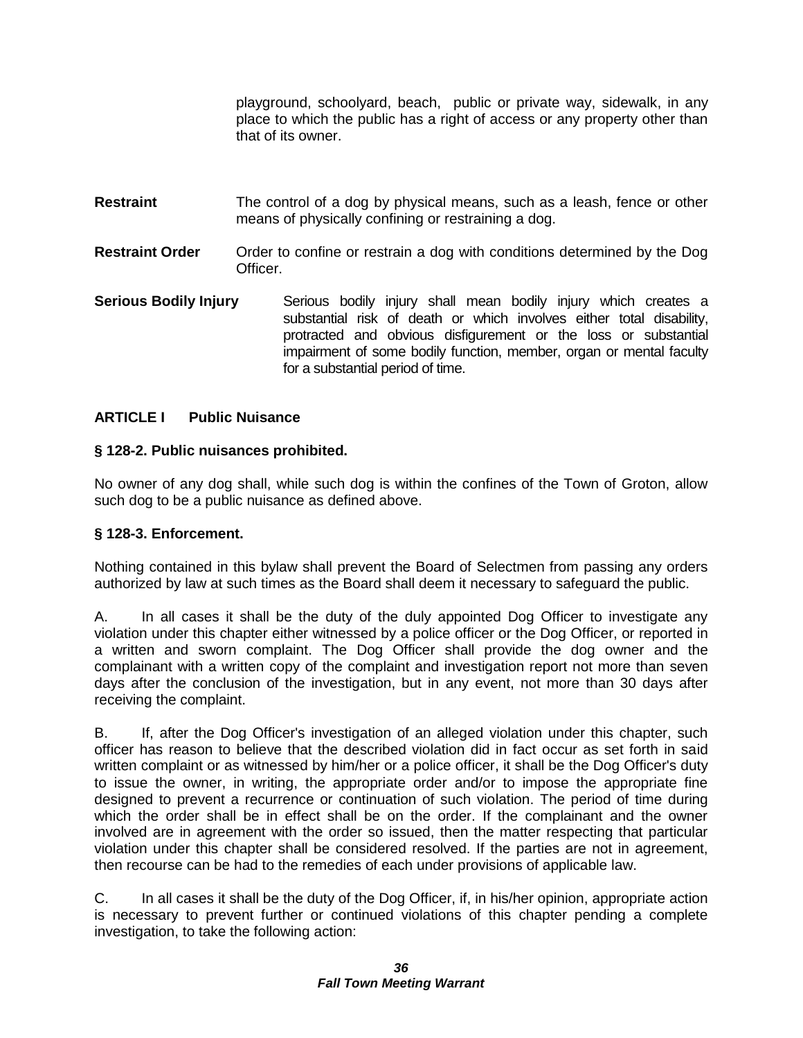playground, schoolyard, beach, public or private way, sidewalk, in any place to which the public has a right of access or any property other than that of its owner.

**Restraint** The control of a dog by physical means, such as a leash, fence or other means of physically confining or restraining a dog.

**Restraint Order** Order to confine or restrain a dog with conditions determined by the Dog Officer.

**Serious Bodily Injury** Serious bodily injury shall mean bodily injury which creates a substantial risk of death or which involves either total disability, protracted and obvious disfigurement or the loss or substantial impairment of some bodily function, member, organ or mental faculty for a substantial period of time.

## ARTICLE I Public Nuisance

### § 128-2. Public nuisances prohibited.

No owner of any dog shall, while such dog is within the confines of the Town of Groton, allow such dog to be a public nuisance as defined above.

### § 128-3. Enforcement.

Nothing contained in this bylaw shall prevent the Board of Selectmen from passing any orders authorized by law at such times as the Board shall deem it necessary to safeguard the public.

A. In all cases it shall be the duty of the duly appointed Dog Officer to investigate any violation under this chapter either witnessed by a police officer or the Dog Officer, or reported in a written and sworn complaint. The Dog Officer shall provide the dog owner and the complainant with a written copy of the complaint and investigation report not more than seven days after the conclusion of the investigation, but in any event, not more than 30 days after receiving the complaint.

B. If, after the Dog Officer's investigation of an alleged violation under this chapter, such officer has reason to believe that the described violation did in fact occur as set forth in said written complaint or as witnessed by him/her or a police officer, it shall be the Dog Officer's duty to issue the owner, in writing, the appropriate order and/or to impose the appropriate fine designed to prevent a recurrence or continuation of such violation. The period of time during which the order shall be in effect shall be on the order. If the complainant and the owner involved are in agreement with the order so issued, then the matter respecting that particular violation under this chapter shall be considered resolved. If the parties are not in agreement, then recourse can be had to the remedies of each under provisions of applicable law.

C. In all cases it shall be the duty of the Dog Officer, if, in his/her opinion, appropriate action is necessary to prevent further or continued violations of this chapter pending a complete investigation, to take the following action: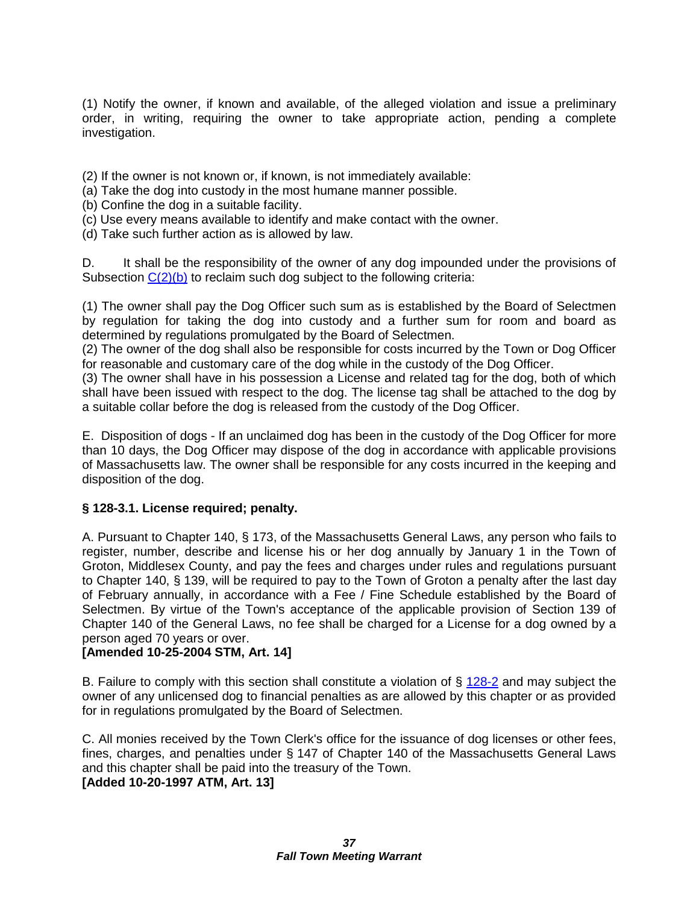(1) Notify the owner, if known and available, of the alleged violation and issue a preliminary order, in writing, requiring the owner to take appropriate action, pending a complete investigation.

(2) If the owner is not known or, if known, is not immediately available:
(a) Take the dog into custody in the most humane manner possible.
(b) Confine the dog in a suitable facility.
(c) Use every means available to identify and make contact with the owner.
(d) Take such further action as is allowed by law.

D. It shall be the responsibility of the owner of any dog impounded under the provisions of Subsection C(2)(b) to reclaim such dog subject to the following criteria:

(1) The owner shall pay the Dog Officer such sum as is established by the Board of Selectmen by regulation for taking the dog into custody and a further sum for room and board as determined by regulations promulgated by the Board of Selectmen.
(2) The owner of the dog shall also be responsible for costs incurred by the Town or Dog Officer for reasonable and customary care of the dog while in the custody of the Dog Officer.
(3) The owner shall have in his possession a License and related tag for the dog, both of which shall have been issued with respect to the dog. The license tag shall be attached to the dog by a suitable collar before the dog is released from the custody of the Dog Officer.

E. Disposition of dogs - If an unclaimed dog has been in the custody of the Dog Officer for more than 10 days, the Dog Officer may dispose of the dog in accordance with applicable provisions of Massachusetts law. The owner shall be responsible for any costs incurred in the keeping and disposition of the dog.

**§ 128-3.1. License required; penalty.**

A. Pursuant to Chapter 140, § 173, of the Massachusetts General Laws, any person who fails to register, number, describe and license his or her dog annually by January 1 in the Town of Groton, Middlesex County, and pay the fees and charges under rules and regulations pursuant to Chapter 140, § 139, will be required to pay to the Town of Groton a penalty after the last day of February annually, in accordance with a Fee / Fine Schedule established by the Board of Selectmen. By virtue of the Town's acceptance of the applicable provision of Section 139 of Chapter 140 of the General Laws, no fee shall be charged for a License for a dog owned by a person aged 70 years or over.
**[Amended 10-25-2004 STM, Art. 14]**

B. Failure to comply with this section shall constitute a violation of § 128-2 and may subject the owner of any unlicensed dog to financial penalties as are allowed by this chapter or as provided for in regulations promulgated by the Board of Selectmen.

C. All monies received by the Town Clerk's office for the issuance of dog licenses or other fees, fines, charges, and penalties under § 147 of Chapter 140 of the Massachusetts General Laws and this chapter shall be paid into the treasury of the Town.
**[Added 10-20-1997 ATM, Art. 13]**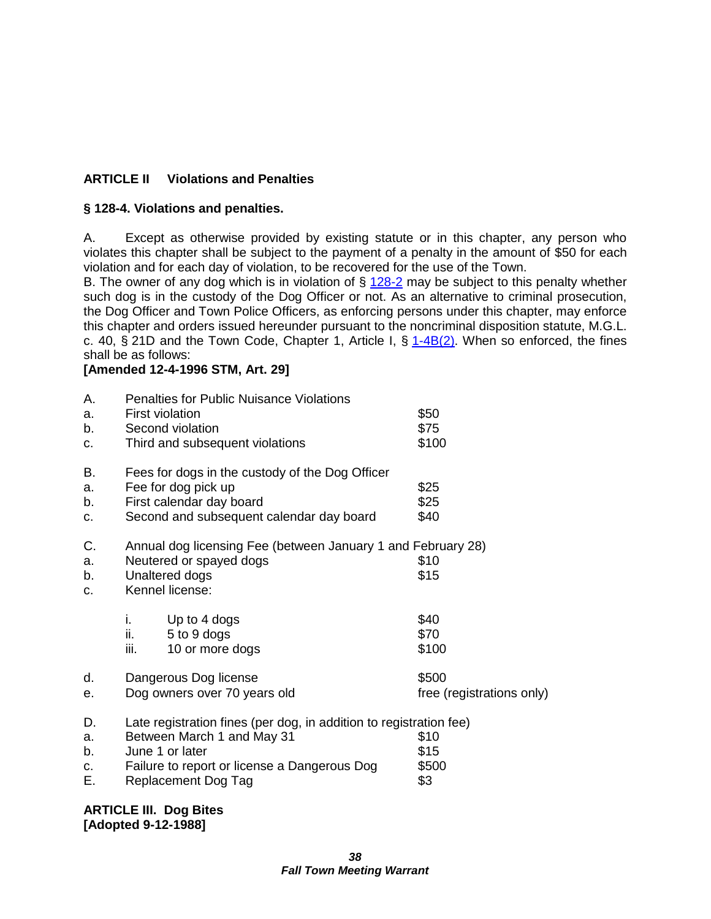**ARTICLE II Violations and Penalties**

**§ 128-4. Violations and penalties.**

A. Except as otherwise provided by existing statute or in this chapter, any person who violates this chapter shall be subject to the payment of a penalty in the amount of $50 for each violation and for each day of violation, to be recovered for the use of the Town.
B. The owner of any dog which is in violation of § 128-2 may be subject to this penalty whether such dog is in the custody of the Dog Officer or not. As an alternative to criminal prosecution, the Dog Officer and Town Police Officers, as enforcing persons under this chapter, may enforce this chapter and orders issued hereunder pursuant to the noncriminal disposition statute, M.G.L. c. 40, § 21D and the Town Code, Chapter 1, Article I, § 1-4B(2). When so enforced, the fines shall be as follows:
**[Amended 12-4-1996 STM, Art. 29]**

| | | |
|---|---|---|
| A. | Penalties for Public Nuisance Violations | |
| a. | First violation | $50 |
| b. | Second violation | $75 |
| c. | Third and subsequent violations | $100 |
| B. | Fees for dogs in the custody of the Dog Officer | |
| a. | Fee for dog pick up | $25 |
| b. | First calendar day board | $25 |
| c. | Second and subsequent calendar day board | $40 |
| C. | Annual dog licensing Fee (between January 1 and February 28) | |
| a. | Neutered or spayed dogs | $10 |
| b. | Unaltered dogs | $15 |
| c. | Kennel license: | |
| | i. Up to 4 dogs | $40 |
| | ii. 5 to 9 dogs | $70 |
| | iii. 10 or more dogs | $100 |
| d. | Dangerous Dog license | $500 |
| e. | Dog owners over 70 years old | free (registrations only) |
| D. | Late registration fines (per dog, in addition to registration fee) | |
| a. | Between March 1 and May 31 | $10 |
| b. | June 1 or later | $15 |
| c. | Failure to report or license a Dangerous Dog | $500 |
| E. | Replacement Dog Tag | $3 |

**ARTICLE III. Dog Bites**
**[Adopted 9-12-1988]**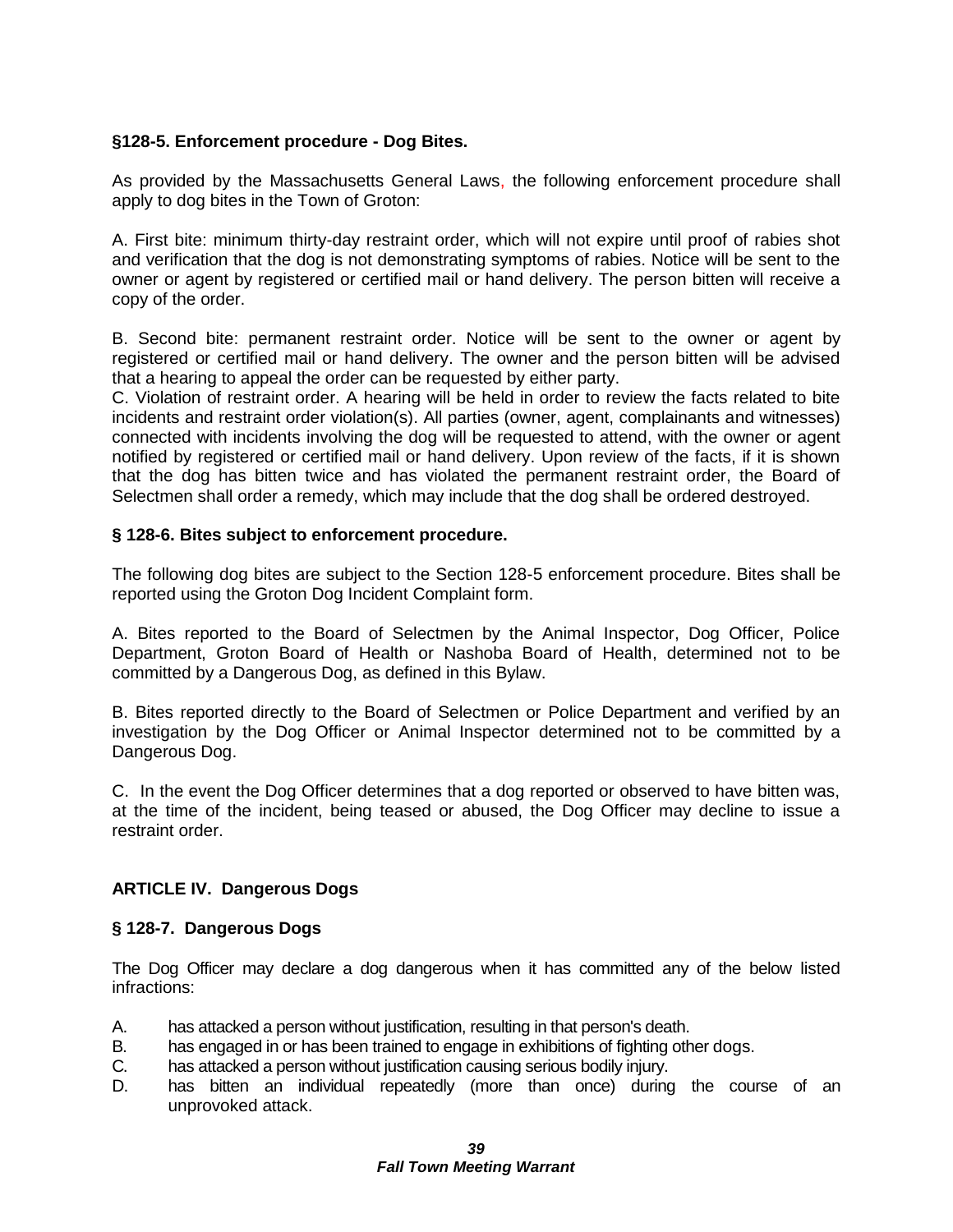**§128-5. Enforcement procedure - Dog Bites.**

As provided by the Massachusetts General Laws, the following enforcement procedure shall apply to dog bites in the Town of Groton:

A. First bite: minimum thirty-day restraint order, which will not expire until proof of rabies shot and verification that the dog is not demonstrating symptoms of rabies. Notice will be sent to the owner or agent by registered or certified mail or hand delivery. The person bitten will receive a copy of the order.

B. Second bite: permanent restraint order. Notice will be sent to the owner or agent by registered or certified mail or hand delivery. The owner and the person bitten will be advised that a hearing to appeal the order can be requested by either party.

C. Violation of restraint order. A hearing will be held in order to review the facts related to bite incidents and restraint order violation(s). All parties (owner, agent, complainants and witnesses) connected with incidents involving the dog will be requested to attend, with the owner or agent notified by registered or certified mail or hand delivery. Upon review of the facts, if it is shown that the dog has bitten twice and has violated the permanent restraint order, the Board of Selectmen shall order a remedy, which may include that the dog shall be ordered destroyed.

**§ 128-6. Bites subject to enforcement procedure.**

The following dog bites are subject to the Section 128-5 enforcement procedure. Bites shall be reported using the Groton Dog Incident Complaint form.

A. Bites reported to the Board of Selectmen by the Animal Inspector, Dog Officer, Police Department, Groton Board of Health or Nashoba Board of Health, determined not to be committed by a Dangerous Dog, as defined in this Bylaw.

B. Bites reported directly to the Board of Selectmen or Police Department and verified by an investigation by the Dog Officer or Animal Inspector determined not to be committed by a Dangerous Dog.

C. In the event the Dog Officer determines that a dog reported or observed to have bitten was, at the time of the incident, being teased or abused, the Dog Officer may decline to issue a restraint order.

**ARTICLE IV. Dangerous Dogs**

**§ 128-7. Dangerous Dogs**

The Dog Officer may declare a dog dangerous when it has committed any of the below listed infractions:

A. has attacked a person without justification, resulting in that person's death.
B. has engaged in or has been trained to engage in exhibitions of fighting other dogs.
C. has attacked a person without justification causing serious bodily injury.
D. has bitten an individual repeatedly (more than once) during the course of an unprovoked attack.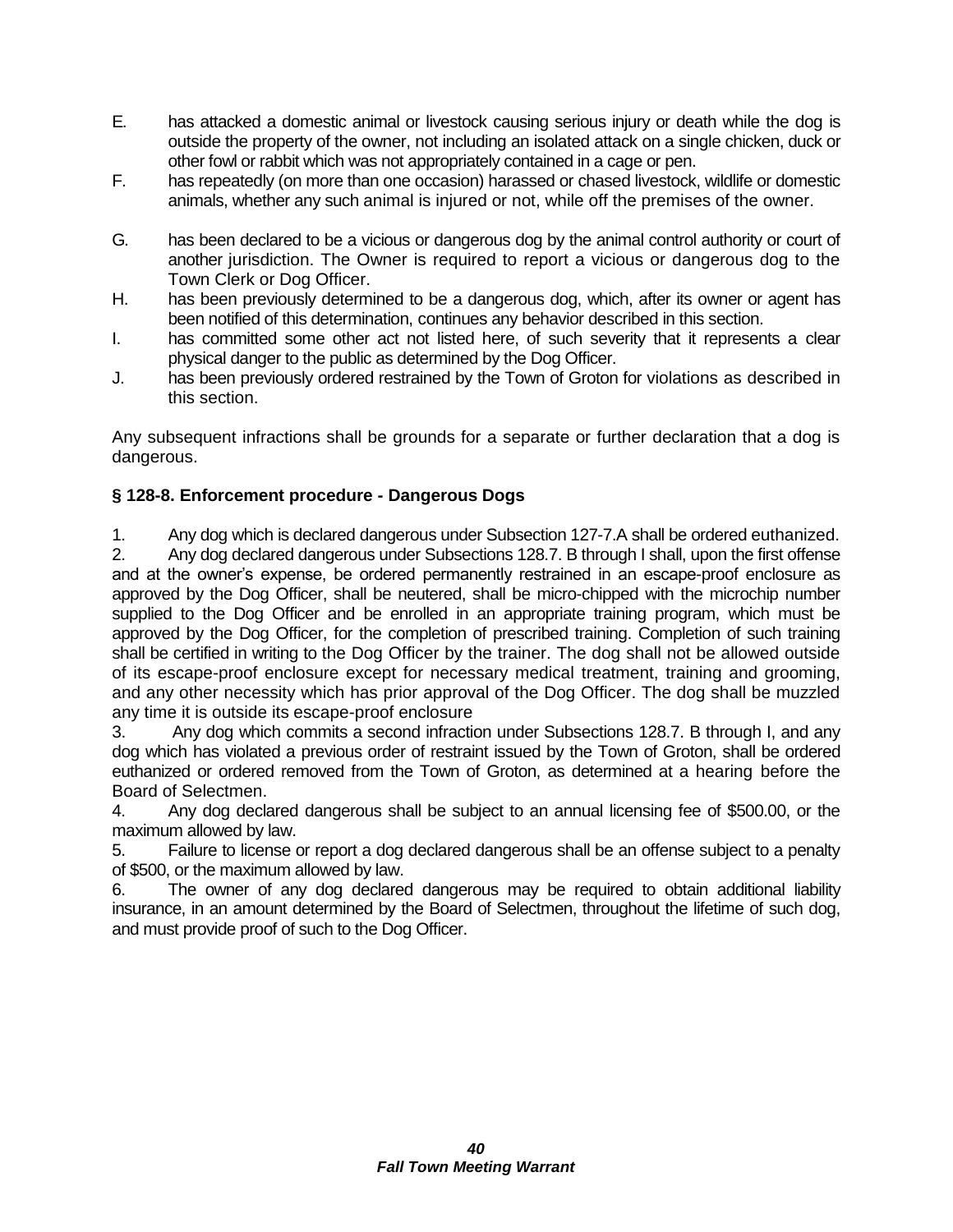E. has attacked a domestic animal or livestock causing serious injury or death while the dog is outside the property of the owner, not including an isolated attack on a single chicken, duck or other fowl or rabbit which was not appropriately contained in a cage or pen.

F. has repeatedly (on more than one occasion) harassed or chased livestock, wildlife or domestic animals, whether any such animal is injured or not, while off the premises of the owner.

G. has been declared to be a vicious or dangerous dog by the animal control authority or court of another jurisdiction. The Owner is required to report a vicious or dangerous dog to the Town Clerk or Dog Officer.

H. has been previously determined to be a dangerous dog, which, after its owner or agent has been notified of this determination, continues any behavior described in this section.

I. has committed some other act not listed here, of such severity that it represents a clear physical danger to the public as determined by the Dog Officer.

J. has been previously ordered restrained by the Town of Groton for violations as described in this section.

Any subsequent infractions shall be grounds for a separate or further declaration that a dog is dangerous.

**§ 128-8. Enforcement procedure - Dangerous Dogs**

1. Any dog which is declared dangerous under Subsection 127-7.A shall be ordered euthanized.
2. Any dog declared dangerous under Subsections 128.7. B through I shall, upon the first offense and at the owner's expense, be ordered permanently restrained in an escape-proof enclosure as approved by the Dog Officer, shall be neutered, shall be micro-chipped with the microchip number supplied to the Dog Officer and be enrolled in an appropriate training program, which must be approved by the Dog Officer, for the completion of prescribed training. Completion of such training shall be certified in writing to the Dog Officer by the trainer. The dog shall not be allowed outside of its escape-proof enclosure except for necessary medical treatment, training and grooming, and any other necessity which has prior approval of the Dog Officer. The dog shall be muzzled any time it is outside its escape-proof enclosure
3. Any dog which commits a second infraction under Subsections 128.7. B through I, and any dog which has violated a previous order of restraint issued by the Town of Groton, shall be ordered euthanized or ordered removed from the Town of Groton, as determined at a hearing before the Board of Selectmen.
4. Any dog declared dangerous shall be subject to an annual licensing fee of $500.00, or the maximum allowed by law.
5. Failure to license or report a dog declared dangerous shall be an offense subject to a penalty of $500, or the maximum allowed by law.
6. The owner of any dog declared dangerous may be required to obtain additional liability insurance, in an amount determined by the Board of Selectmen, throughout the lifetime of such dog, and must provide proof of such to the Dog Officer.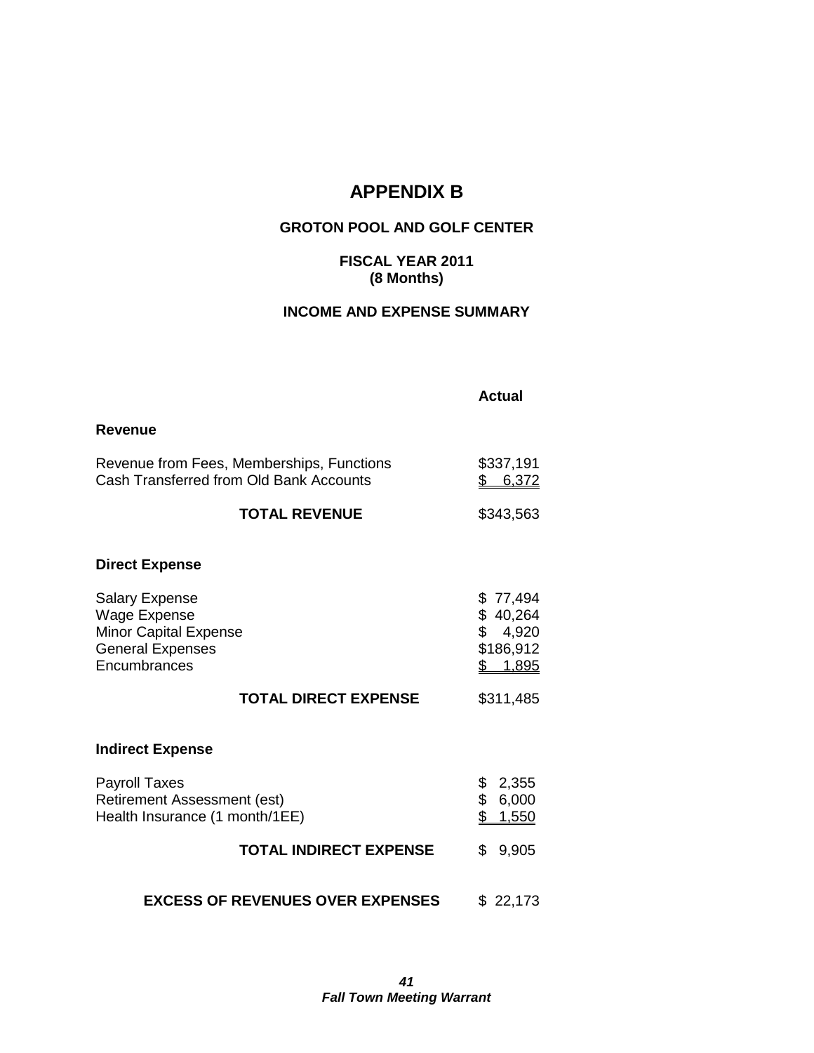# APPENDIX B

## GROTON POOL AND GOLF CENTER

### FISCAL YEAR 2011
### (8 Months)

### INCOME AND EXPENSE SUMMARY

| | Actual |
|---|---|
| **Revenue** | |
| Revenue from Fees, Memberships, Functions | $337,191 |
| Cash Transferred from Old Bank Accounts | $ 6,372 |
| **TOTAL REVENUE** | $343,563 |
| **Direct Expense** | |
| Salary Expense | $ 77,494 |
| Wage Expense | $ 40,264 |
| Minor Capital Expense | $ 4,920 |
| General Expenses | $186,912 |
| Encumbrances | $ 1,895 |
| **TOTAL DIRECT EXPENSE** | $311,485 |
| **Indirect Expense** | |
| Payroll Taxes | $ 2,355 |
| Retirement Assessment (est) | $ 6,000 |
| Health Insurance (1 month/1EE) | $ 1,550 |
| **TOTAL INDIRECT EXPENSE** | $ 9,905 |
| **EXCESS OF REVENUES OVER EXPENSES** | $ 22,173 |